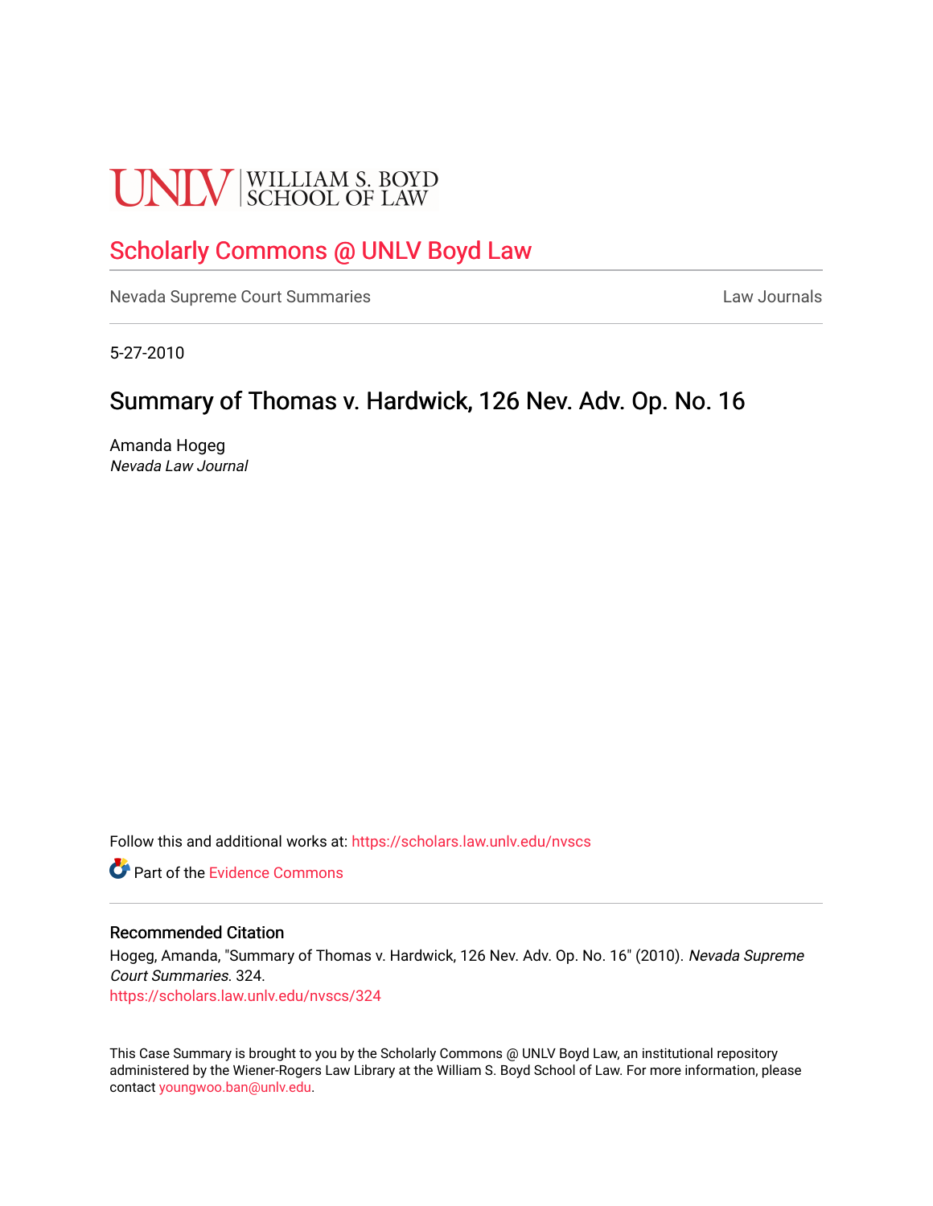UNLV | WILLIAM S. BOYD SCHOOL OF LAW

# Scholarly Commons @ UNLV Boyd Law

Nevada Supreme Court Summaries | Law Journals

5-27-2010

# Summary of Thomas v. Hardwick, 126 Nev. Adv. Op. No. 16

Amanda Hogeg
*Nevada Law Journal*

Follow this and additional works at: https://scholars.law.unlv.edu/nvscs

Part of the Evidence Commons

## Recommended Citation

Hogeg, Amanda, "Summary of Thomas v. Hardwick, 126 Nev. Adv. Op. No. 16" (2010). *Nevada Supreme Court Summaries*. 324.
https://scholars.law.unlv.edu/nvscs/324

This Case Summary is brought to you by the Scholarly Commons @ UNLV Boyd Law, an institutional repository administered by the Wiener-Rogers Law Library at the William S. Boyd School of Law. For more information, please contact youngwoo.ban@unlv.edu.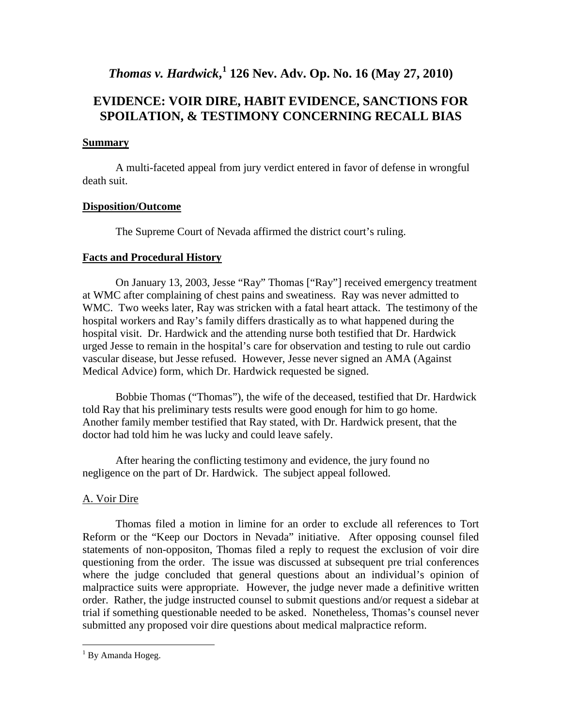# *Thomas v. Hardwick*,[1] 126 Nev. Adv. Op. No. 16 (May 27, 2010)

## EVIDENCE: VOIR DIRE, HABIT EVIDENCE, SANCTIONS FOR SPOILATION, & TESTIMONY CONCERNING RECALL BIAS

### Summary

A multi-faceted appeal from jury verdict entered in favor of defense in wrongful death suit.

### Disposition/Outcome

The Supreme Court of Nevada affirmed the district court's ruling.

### Facts and Procedural History

On January 13, 2003, Jesse "Ray" Thomas ["Ray"] received emergency treatment at WMC after complaining of chest pains and sweatiness. Ray was never admitted to WMC. Two weeks later, Ray was stricken with a fatal heart attack. The testimony of the hospital workers and Ray's family differs drastically as to what happened during the hospital visit. Dr. Hardwick and the attending nurse both testified that Dr. Hardwick urged Jesse to remain in the hospital's care for observation and testing to rule out cardio vascular disease, but Jesse refused. However, Jesse never signed an AMA (Against Medical Advice) form, which Dr. Hardwick requested be signed.

Bobbie Thomas ("Thomas"), the wife of the deceased, testified that Dr. Hardwick told Ray that his preliminary tests results were good enough for him to go home. Another family member testified that Ray stated, with Dr. Hardwick present, that the doctor had told him he was lucky and could leave safely.

After hearing the conflicting testimony and evidence, the jury found no negligence on the part of Dr. Hardwick. The subject appeal followed.

A. Voir Dire

Thomas filed a motion in limine for an order to exclude all references to Tort Reform or the "Keep our Doctors in Nevada" initiative. After opposing counsel filed statements of non-oppositon, Thomas filed a reply to request the exclusion of voir dire questioning from the order. The issue was discussed at subsequent pre trial conferences where the judge concluded that general questions about an individual's opinion of malpractice suits were appropriate. However, the judge never made a definitive written order. Rather, the judge instructed counsel to submit questions and/or request a sidebar at trial if something questionable needed to be asked. Nonetheless, Thomas's counsel never submitted any proposed voir dire questions about medical malpractice reform.

---

[1] By Amanda Hogeg.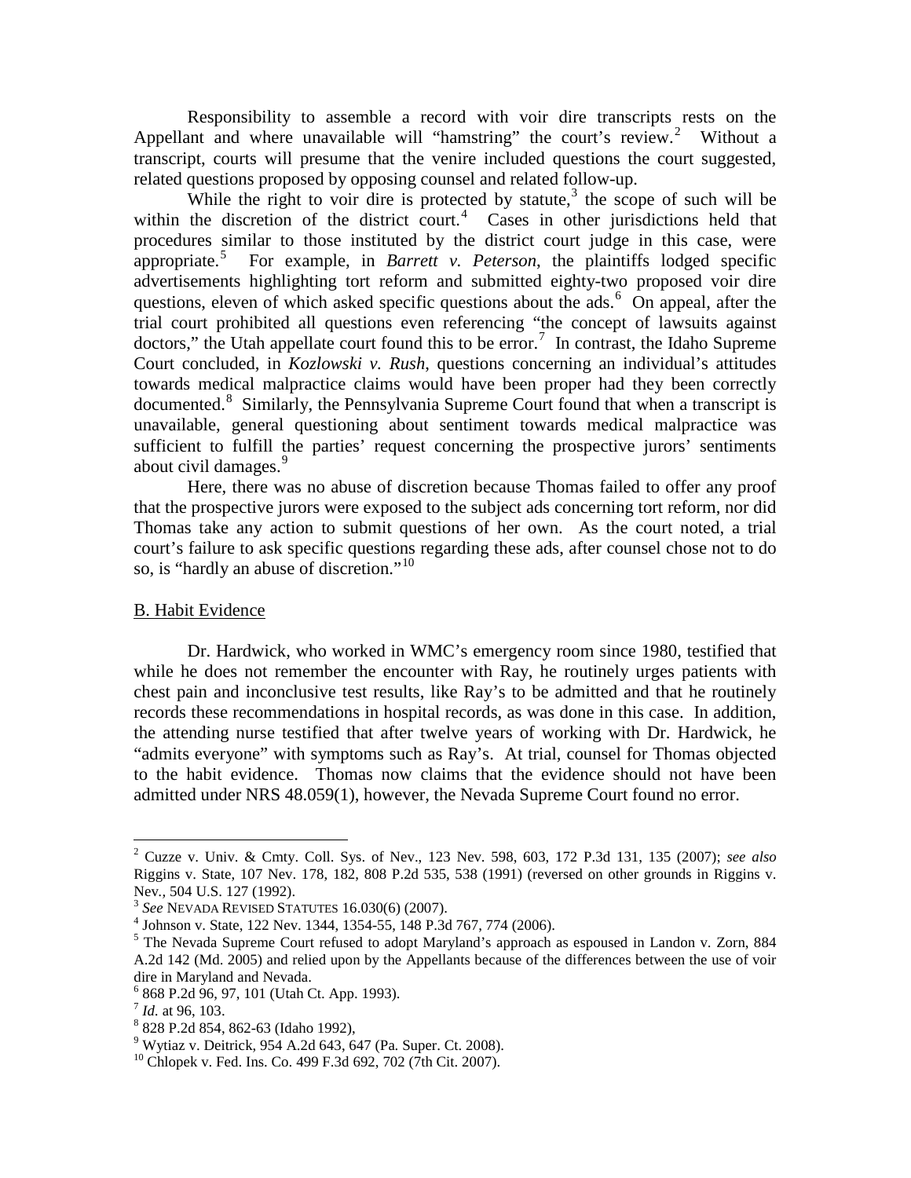Responsibility to assemble a record with voir dire transcripts rests on the Appellant and where unavailable will "hamstring" the court's review.[2] Without a transcript, courts will presume that the venire included questions the court suggested, related questions proposed by opposing counsel and related follow-up.

While the right to voir dire is protected by statute,[3] the scope of such will be within the discretion of the district court.[4] Cases in other jurisdictions held that procedures similar to those instituted by the district court judge in this case, were appropriate.[5] For example, in *Barrett v. Peterson*, the plaintiffs lodged specific advertisements highlighting tort reform and submitted eighty-two proposed voir dire questions, eleven of which asked specific questions about the ads.[6] On appeal, after the trial court prohibited all questions even referencing "the concept of lawsuits against doctors," the Utah appellate court found this to be error.[7] In contrast, the Idaho Supreme Court concluded, in *Kozlowski v. Rush*, questions concerning an individual's attitudes towards medical malpractice claims would have been proper had they been correctly documented.[8] Similarly, the Pennsylvania Supreme Court found that when a transcript is unavailable, general questioning about sentiment towards medical malpractice was sufficient to fulfill the parties' request concerning the prospective jurors' sentiments about civil damages.[9]

Here, there was no abuse of discretion because Thomas failed to offer any proof that the prospective jurors were exposed to the subject ads concerning tort reform, nor did Thomas take any action to submit questions of her own. As the court noted, a trial court's failure to ask specific questions regarding these ads, after counsel chose not to do so, is "hardly an abuse of discretion."[10]

B. Habit Evidence

Dr. Hardwick, who worked in WMC's emergency room since 1980, testified that while he does not remember the encounter with Ray, he routinely urges patients with chest pain and inconclusive test results, like Ray's to be admitted and that he routinely records these recommendations in hospital records, as was done in this case. In addition, the attending nurse testified that after twelve years of working with Dr. Hardwick, he "admits everyone" with symptoms such as Ray's. At trial, counsel for Thomas objected to the habit evidence. Thomas now claims that the evidence should not have been admitted under NRS 48.059(1), however, the Nevada Supreme Court found no error.

---

[2] Cuzze v. Univ. & Cmty. Coll. Sys. of Nev., 123 Nev. 598, 603, 172 P.3d 131, 135 (2007); *see also* Riggins v. State, 107 Nev. 178, 182, 808 P.2d 535, 538 (1991) (reversed on other grounds in Riggins v. Nev., 504 U.S. 127 (1992).

[3] *See* NEVADA REVISED STATUTES 16.030(6) (2007).

[4] Johnson v. State, 122 Nev. 1344, 1354-55, 148 P.3d 767, 774 (2006).

[5] The Nevada Supreme Court refused to adopt Maryland's approach as espoused in Landon v. Zorn, 884 A.2d 142 (Md. 2005) and relied upon by the Appellants because of the differences between the use of voir dire in Maryland and Nevada.

[6] 868 P.2d 96, 97, 101 (Utah Ct. App. 1993).

[7] *Id.* at 96, 103.

[8] 828 P.2d 854, 862-63 (Idaho 1992),

[9] Wytiaz v. Deitrick, 954 A.2d 643, 647 (Pa. Super. Ct. 2008).

[10] Chlopek v. Fed. Ins. Co. 499 F.3d 692, 702 (7th Cit. 2007).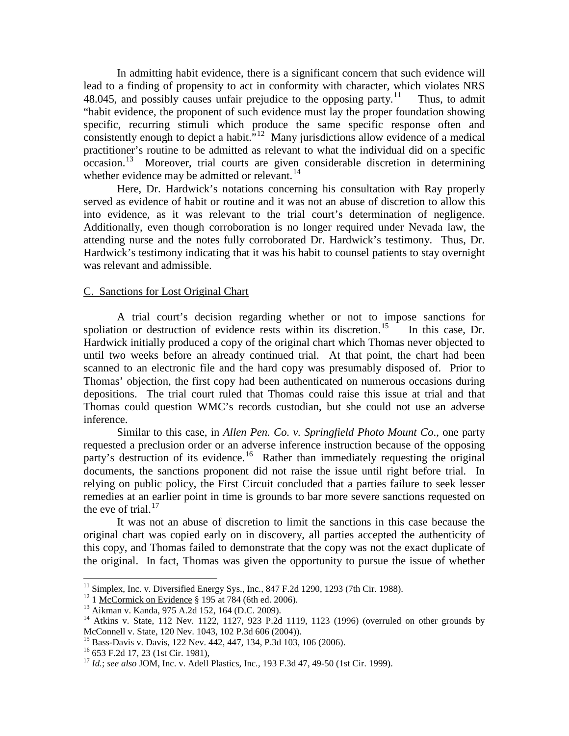In admitting habit evidence, there is a significant concern that such evidence will lead to a finding of propensity to act in conformity with character, which violates NRS 48.045, and possibly causes unfair prejudice to the opposing party.[11] Thus, to admit "habit evidence, the proponent of such evidence must lay the proper foundation showing specific, recurring stimuli which produce the same specific response often and consistently enough to depict a habit."[12] Many jurisdictions allow evidence of a medical practitioner's routine to be admitted as relevant to what the individual did on a specific occasion.[13] Moreover, trial courts are given considerable discretion in determining whether evidence may be admitted or relevant.[14]

Here, Dr. Hardwick's notations concerning his consultation with Ray properly served as evidence of habit or routine and it was not an abuse of discretion to allow this into evidence, as it was relevant to the trial court's determination of negligence. Additionally, even though corroboration is no longer required under Nevada law, the attending nurse and the notes fully corroborated Dr. Hardwick's testimony. Thus, Dr. Hardwick's testimony indicating that it was his habit to counsel patients to stay overnight was relevant and admissible.

C. Sanctions for Lost Original Chart

A trial court's decision regarding whether or not to impose sanctions for spoliation or destruction of evidence rests within its discretion.[15] In this case, Dr. Hardwick initially produced a copy of the original chart which Thomas never objected to until two weeks before an already continued trial. At that point, the chart had been scanned to an electronic file and the hard copy was presumably disposed of. Prior to Thomas' objection, the first copy had been authenticated on numerous occasions during depositions. The trial court ruled that Thomas could raise this issue at trial and that Thomas could question WMC's records custodian, but she could not use an adverse inference.

Similar to this case, in *Allen Pen. Co. v. Springfield Photo Mount Co.*, one party requested a preclusion order or an adverse inference instruction because of the opposing party's destruction of its evidence.[16] Rather than immediately requesting the original documents, the sanctions proponent did not raise the issue until right before trial. In relying on public policy, the First Circuit concluded that a parties failure to seek lesser remedies at an earlier point in time is grounds to bar more severe sanctions requested on the eve of trial.[17]

It was not an abuse of discretion to limit the sanctions in this case because the original chart was copied early on in discovery, all parties accepted the authenticity of this copy, and Thomas failed to demonstrate that the copy was not the exact duplicate of the original. In fact, Thomas was given the opportunity to pursue the issue of whether

---

[11] Simplex, Inc. v. Diversified Energy Sys., Inc., 847 F.2d 1290, 1293 (7th Cir. 1988).

[12] 1 McCormick on Evidence § 195 at 784 (6th ed. 2006).

[13] Aikman v. Kanda, 975 A.2d 152, 164 (D.C. 2009).

[14] Atkins v. State, 112 Nev. 1122, 1127, 923 P.2d 1119, 1123 (1996) (overruled on other grounds by McConnell v. State, 120 Nev. 1043, 102 P.3d 606 (2004)).

[15] Bass-Davis v. Davis, 122 Nev. 442, 447, 134, P.3d 103, 106 (2006).

[16] 653 F.2d 17, 23 (1st Cir. 1981),

[17] *Id.*; *see also* JOM, Inc. v. Adell Plastics, Inc., 193 F.3d 47, 49-50 (1st Cir. 1999).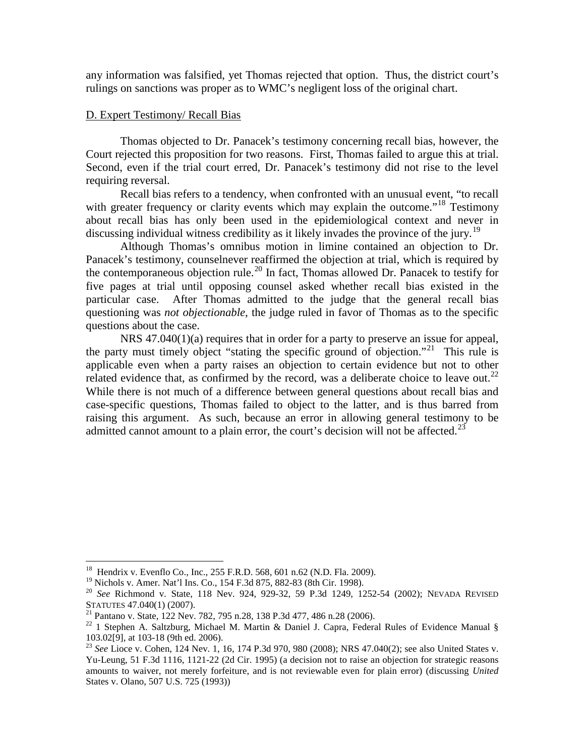any information was falsified, yet Thomas rejected that option. Thus, the district court's rulings on sanctions was proper as to WMC's negligent loss of the original chart.

D. Expert Testimony/ Recall Bias

Thomas objected to Dr. Panacek's testimony concerning recall bias, however, the Court rejected this proposition for two reasons. First, Thomas failed to argue this at trial. Second, even if the trial court erred, Dr. Panacek's testimony did not rise to the level requiring reversal.

Recall bias refers to a tendency, when confronted with an unusual event, "to recall with greater frequency or clarity events which may explain the outcome."[18] Testimony about recall bias has only been used in the epidemiological context and never in discussing individual witness credibility as it likely invades the province of the jury.[19]

Although Thomas's omnibus motion in limine contained an objection to Dr. Panacek's testimony, counselnever reaffirmed the objection at trial, which is required by the contemporaneous objection rule.[20] In fact, Thomas allowed Dr. Panacek to testify for five pages at trial until opposing counsel asked whether recall bias existed in the particular case. After Thomas admitted to the judge that the general recall bias questioning was *not objectionable*, the judge ruled in favor of Thomas as to the specific questions about the case.

NRS 47.040(1)(a) requires that in order for a party to preserve an issue for appeal, the party must timely object "stating the specific ground of objection."[21] This rule is applicable even when a party raises an objection to certain evidence but not to other related evidence that, as confirmed by the record, was a deliberate choice to leave out.[22] While there is not much of a difference between general questions about recall bias and case-specific questions, Thomas failed to object to the latter, and is thus barred from raising this argument. As such, because an error in allowing general testimony to be admitted cannot amount to a plain error, the court's decision will not be affected.[23]

---

[18] Hendrix v. Evenflo Co., Inc., 255 F.R.D. 568, 601 n.62 (N.D. Fla. 2009).

[19] Nichols v. Amer. Nat'l Ins. Co., 154 F.3d 875, 882-83 (8th Cir. 1998).

[20] *See* Richmond v. State, 118 Nev. 924, 929-32, 59 P.3d 1249, 1252-54 (2002); NEVADA REVISED STATUTES 47.040(1) (2007).

[21] Pantano v. State, 122 Nev. 782, 795 n.28, 138 P.3d 477, 486 n.28 (2006).

[22] 1 Stephen A. Saltzburg, Michael M. Martin & Daniel J. Capra, Federal Rules of Evidence Manual § 103.02[9], at 103-18 (9th ed. 2006).

[23] *See* Lioce v. Cohen, 124 Nev. 1, 16, 174 P.3d 970, 980 (2008); NRS 47.040(2); see also United States v. Yu-Leung, 51 F.3d 1116, 1121-22 (2d Cir. 1995) (a decision not to raise an objection for strategic reasons amounts to waiver, not merely forfeiture, and is not reviewable even for plain error) (discussing *United* States v. Olano, 507 U.S. 725 (1993))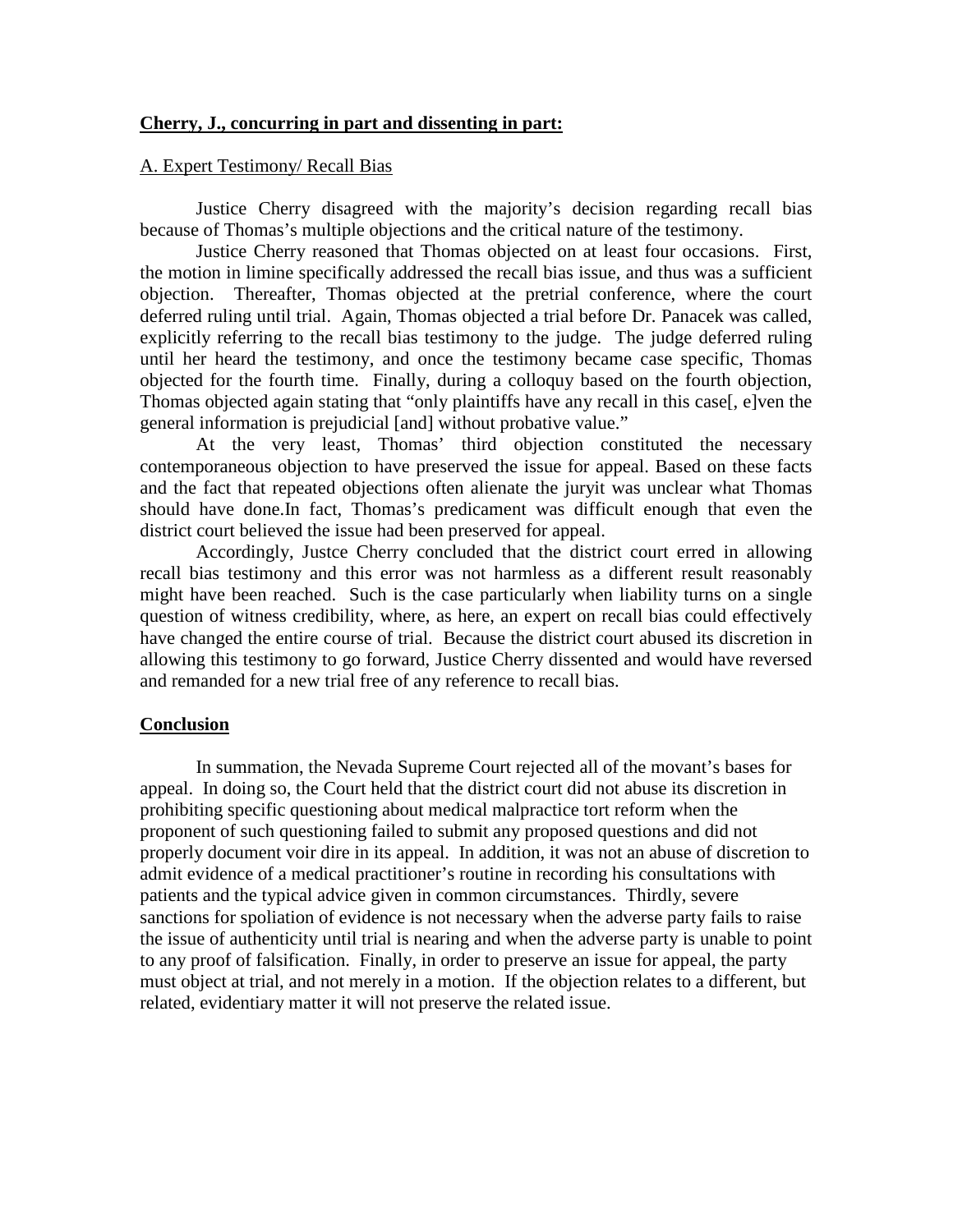**Cherry, J., concurring in part and dissenting in part:**

A. Expert Testimony/ Recall Bias

Justice Cherry disagreed with the majority's decision regarding recall bias because of Thomas's multiple objections and the critical nature of the testimony.

Justice Cherry reasoned that Thomas objected on at least four occasions. First, the motion in limine specifically addressed the recall bias issue, and thus was a sufficient objection. Thereafter, Thomas objected at the pretrial conference, where the court deferred ruling until trial. Again, Thomas objected a trial before Dr. Panacek was called, explicitly referring to the recall bias testimony to the judge. The judge deferred ruling until her heard the testimony, and once the testimony became case specific, Thomas objected for the fourth time. Finally, during a colloquy based on the fourth objection, Thomas objected again stating that "only plaintiffs have any recall in this case[, e]ven the general information is prejudicial [and] without probative value."

At the very least, Thomas' third objection constituted the necessary contemporaneous objection to have preserved the issue for appeal. Based on these facts and the fact that repeated objections often alienate the juryit was unclear what Thomas should have done.In fact, Thomas's predicament was difficult enough that even the district court believed the issue had been preserved for appeal.

Accordingly, Justce Cherry concluded that the district court erred in allowing recall bias testimony and this error was not harmless as a different result reasonably might have been reached. Such is the case particularly when liability turns on a single question of witness credibility, where, as here, an expert on recall bias could effectively have changed the entire course of trial. Because the district court abused its discretion in allowing this testimony to go forward, Justice Cherry dissented and would have reversed and remanded for a new trial free of any reference to recall bias.

**Conclusion**

In summation, the Nevada Supreme Court rejected all of the movant's bases for appeal. In doing so, the Court held that the district court did not abuse its discretion in prohibiting specific questioning about medical malpractice tort reform when the proponent of such questioning failed to submit any proposed questions and did not properly document voir dire in its appeal. In addition, it was not an abuse of discretion to admit evidence of a medical practitioner's routine in recording his consultations with patients and the typical advice given in common circumstances. Thirdly, severe sanctions for spoliation of evidence is not necessary when the adverse party fails to raise the issue of authenticity until trial is nearing and when the adverse party is unable to point to any proof of falsification. Finally, in order to preserve an issue for appeal, the party must object at trial, and not merely in a motion. If the objection relates to a different, but related, evidentiary matter it will not preserve the related issue.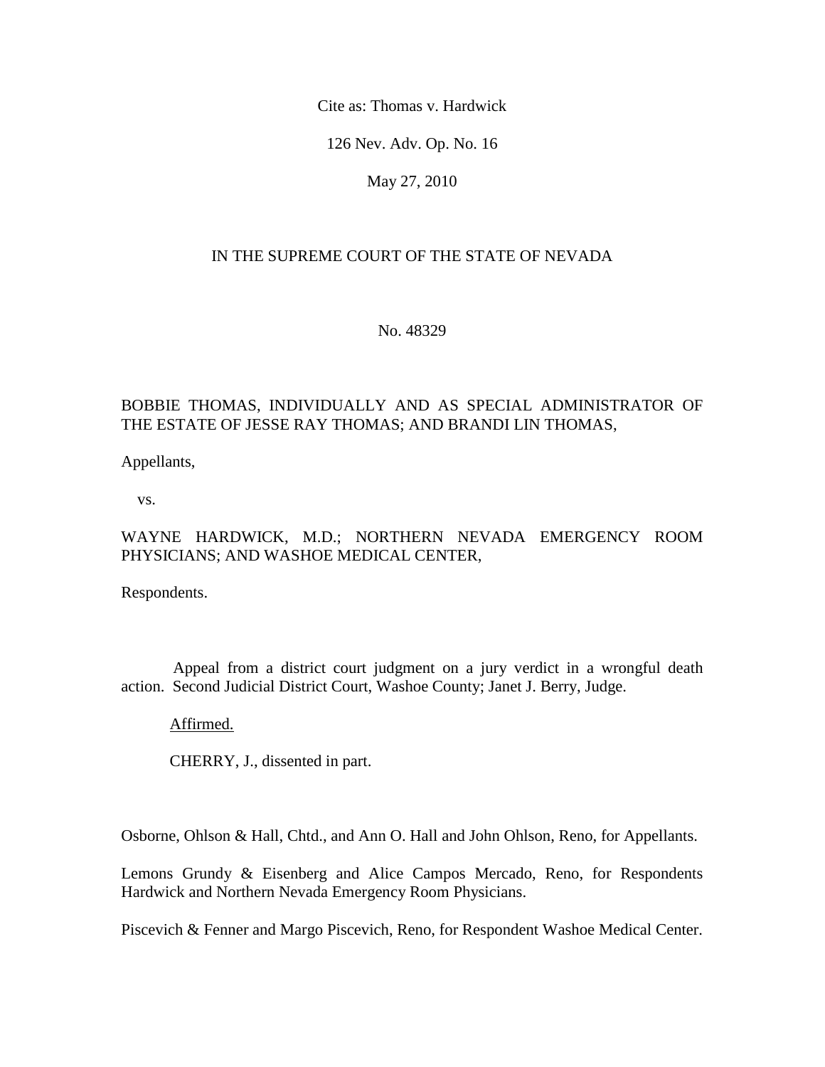Cite as: Thomas v. Hardwick

126 Nev. Adv. Op. No. 16

May 27, 2010

IN THE SUPREME COURT OF THE STATE OF NEVADA

No. 48329

BOBBIE THOMAS, INDIVIDUALLY AND AS SPECIAL ADMINISTRATOR OF THE ESTATE OF JESSE RAY THOMAS; AND BRANDI LIN THOMAS,

Appellants,

vs.

WAYNE HARDWICK, M.D.; NORTHERN NEVADA EMERGENCY ROOM PHYSICIANS; AND WASHOE MEDICAL CENTER,

Respondents.

Appeal from a district court judgment on a jury verdict in a wrongful death action. Second Judicial District Court, Washoe County; Janet J. Berry, Judge.

Affirmed.

CHERRY, J., dissented in part.

Osborne, Ohlson & Hall, Chtd., and Ann O. Hall and John Ohlson, Reno, for Appellants.

Lemons Grundy & Eisenberg and Alice Campos Mercado, Reno, for Respondents Hardwick and Northern Nevada Emergency Room Physicians.

Piscevich & Fenner and Margo Piscevich, Reno, for Respondent Washoe Medical Center.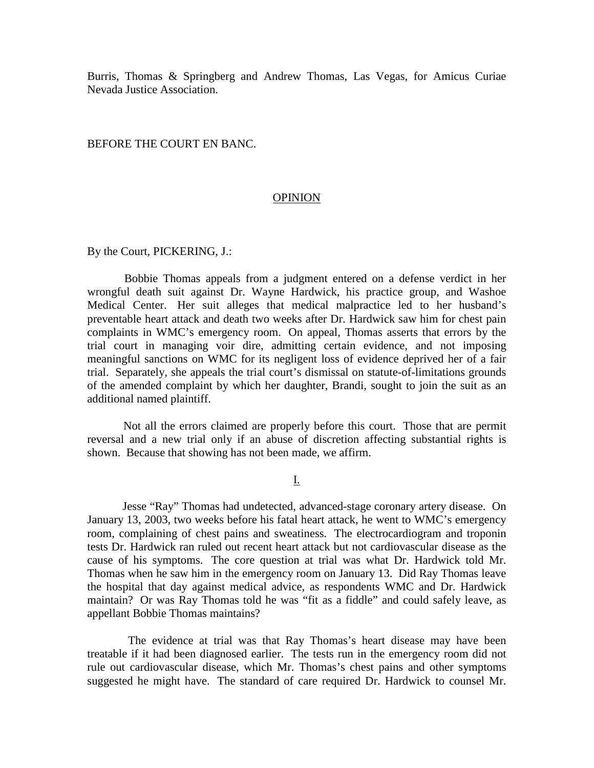Burris, Thomas & Springberg and Andrew Thomas, Las Vegas, for Amicus Curiae Nevada Justice Association.

BEFORE THE COURT EN BANC.

## OPINION

By the Court, PICKERING, J.:

Bobbie Thomas appeals from a judgment entered on a defense verdict in her wrongful death suit against Dr. Wayne Hardwick, his practice group, and Washoe Medical Center. Her suit alleges that medical malpractice led to her husband's preventable heart attack and death two weeks after Dr. Hardwick saw him for chest pain complaints in WMC's emergency room. On appeal, Thomas asserts that errors by the trial court in managing voir dire, admitting certain evidence, and not imposing meaningful sanctions on WMC for its negligent loss of evidence deprived her of a fair trial. Separately, she appeals the trial court's dismissal on statute-of-limitations grounds of the amended complaint by which her daughter, Brandi, sought to join the suit as an additional named plaintiff.

Not all the errors claimed are properly before this court. Those that are permit reversal and a new trial only if an abuse of discretion affecting substantial rights is shown. Because that showing has not been made, we affirm.

## I.

Jesse "Ray" Thomas had undetected, advanced-stage coronary artery disease. On January 13, 2003, two weeks before his fatal heart attack, he went to WMC's emergency room, complaining of chest pains and sweatiness. The electrocardiogram and troponin tests Dr. Hardwick ran ruled out recent heart attack but not cardiovascular disease as the cause of his symptoms. The core question at trial was what Dr. Hardwick told Mr. Thomas when he saw him in the emergency room on January 13. Did Ray Thomas leave the hospital that day against medical advice, as respondents WMC and Dr. Hardwick maintain? Or was Ray Thomas told he was "fit as a fiddle" and could safely leave, as appellant Bobbie Thomas maintains?

The evidence at trial was that Ray Thomas's heart disease may have been treatable if it had been diagnosed earlier. The tests run in the emergency room did not rule out cardiovascular disease, which Mr. Thomas's chest pains and other symptoms suggested he might have. The standard of care required Dr. Hardwick to counsel Mr.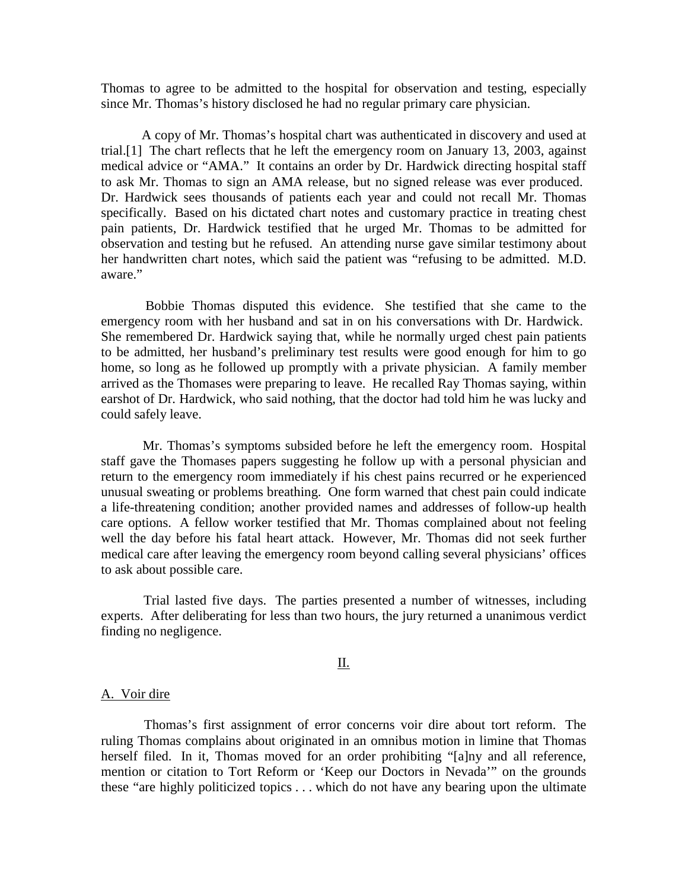Thomas to agree to be admitted to the hospital for observation and testing, especially since Mr. Thomas's history disclosed he had no regular primary care physician.

A copy of Mr. Thomas's hospital chart was authenticated in discovery and used at trial.[1] The chart reflects that he left the emergency room on January 13, 2003, against medical advice or "AMA." It contains an order by Dr. Hardwick directing hospital staff to ask Mr. Thomas to sign an AMA release, but no signed release was ever produced. Dr. Hardwick sees thousands of patients each year and could not recall Mr. Thomas specifically. Based on his dictated chart notes and customary practice in treating chest pain patients, Dr. Hardwick testified that he urged Mr. Thomas to be admitted for observation and testing but he refused. An attending nurse gave similar testimony about her handwritten chart notes, which said the patient was "refusing to be admitted. M.D. aware."

Bobbie Thomas disputed this evidence. She testified that she came to the emergency room with her husband and sat in on his conversations with Dr. Hardwick. She remembered Dr. Hardwick saying that, while he normally urged chest pain patients to be admitted, her husband's preliminary test results were good enough for him to go home, so long as he followed up promptly with a private physician. A family member arrived as the Thomases were preparing to leave. He recalled Ray Thomas saying, within earshot of Dr. Hardwick, who said nothing, that the doctor had told him he was lucky and could safely leave.

Mr. Thomas's symptoms subsided before he left the emergency room. Hospital staff gave the Thomases papers suggesting he follow up with a personal physician and return to the emergency room immediately if his chest pains recurred or he experienced unusual sweating or problems breathing. One form warned that chest pain could indicate a life-threatening condition; another provided names and addresses of follow-up health care options. A fellow worker testified that Mr. Thomas complained about not feeling well the day before his fatal heart attack. However, Mr. Thomas did not seek further medical care after leaving the emergency room beyond calling several physicians' offices to ask about possible care.

Trial lasted five days. The parties presented a number of witnesses, including experts. After deliberating for less than two hours, the jury returned a unanimous verdict finding no negligence.

## II.

### A. Voir dire

Thomas's first assignment of error concerns voir dire about tort reform. The ruling Thomas complains about originated in an omnibus motion in limine that Thomas herself filed. In it, Thomas moved for an order prohibiting "[a]ny and all reference, mention or citation to Tort Reform or 'Keep our Doctors in Nevada'" on the grounds these "are highly politicized topics . . . which do not have any bearing upon the ultimate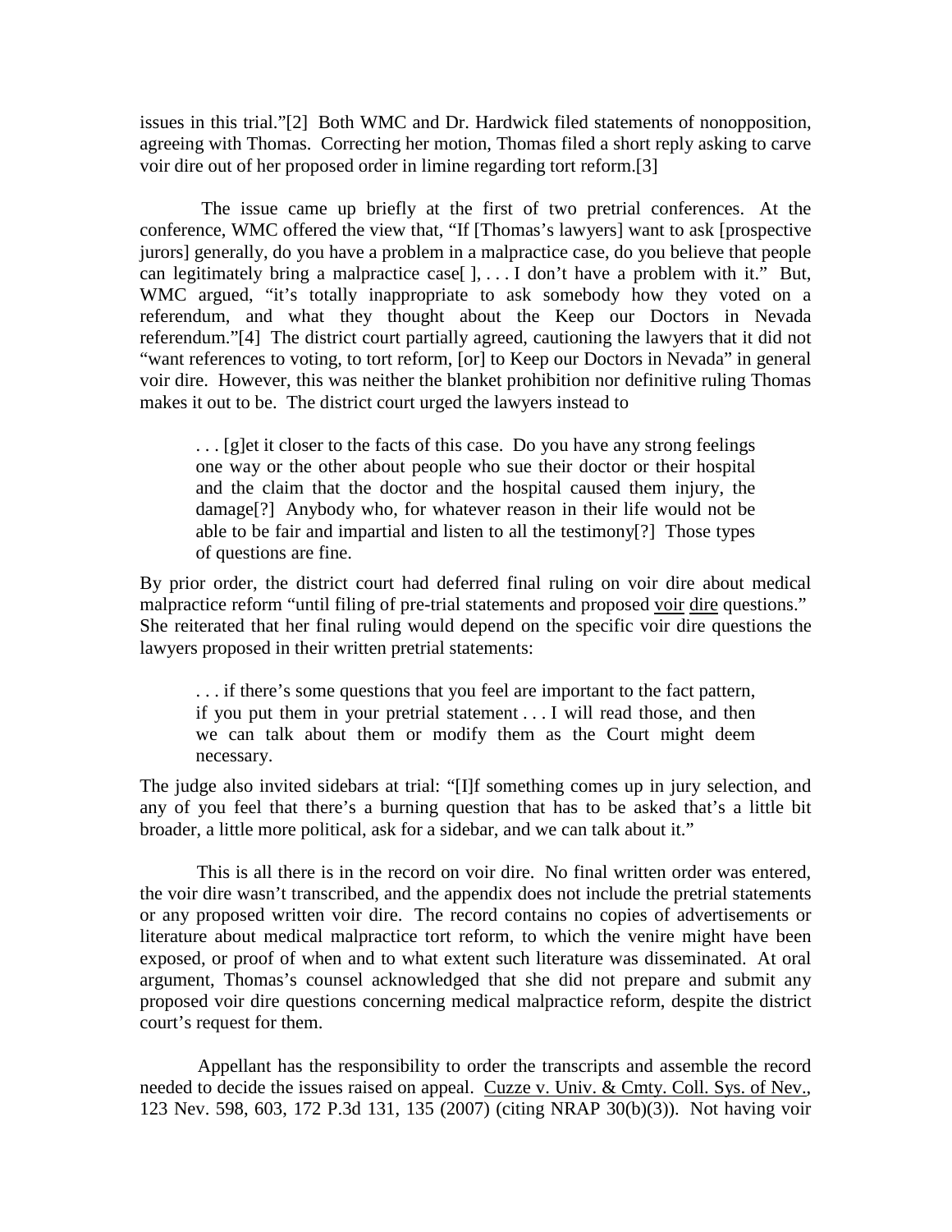issues in this trial."[2] Both WMC and Dr. Hardwick filed statements of nonopposition, agreeing with Thomas. Correcting her motion, Thomas filed a short reply asking to carve voir dire out of her proposed order in limine regarding tort reform.[3]

The issue came up briefly at the first of two pretrial conferences. At the conference, WMC offered the view that, "If [Thomas's lawyers] want to ask [prospective jurors] generally, do you have a problem in a malpractice case, do you believe that people can legitimately bring a malpractice case[ ], . . . I don't have a problem with it." But, WMC argued, "it's totally inappropriate to ask somebody how they voted on a referendum, and what they thought about the Keep our Doctors in Nevada referendum."[4] The district court partially agreed, cautioning the lawyers that it did not "want references to voting, to tort reform, [or] to Keep our Doctors in Nevada" in general voir dire. However, this was neither the blanket prohibition nor definitive ruling Thomas makes it out to be. The district court urged the lawyers instead to

> . . . [g]et it closer to the facts of this case. Do you have any strong feelings one way or the other about people who sue their doctor or their hospital and the claim that the doctor and the hospital caused them injury, the damage[?] Anybody who, for whatever reason in their life would not be able to be fair and impartial and listen to all the testimony[?] Those types of questions are fine.

By prior order, the district court had deferred final ruling on voir dire about medical malpractice reform "until filing of pre-trial statements and proposed voir dire questions." She reiterated that her final ruling would depend on the specific voir dire questions the lawyers proposed in their written pretrial statements:

> . . . if there's some questions that you feel are important to the fact pattern, if you put them in your pretrial statement . . . I will read those, and then we can talk about them or modify them as the Court might deem necessary.

The judge also invited sidebars at trial: "[I]f something comes up in jury selection, and any of you feel that there's a burning question that has to be asked that's a little bit broader, a little more political, ask for a sidebar, and we can talk about it."

This is all there is in the record on voir dire. No final written order was entered, the voir dire wasn't transcribed, and the appendix does not include the pretrial statements or any proposed written voir dire. The record contains no copies of advertisements or literature about medical malpractice tort reform, to which the venire might have been exposed, or proof of when and to what extent such literature was disseminated. At oral argument, Thomas's counsel acknowledged that she did not prepare and submit any proposed voir dire questions concerning medical malpractice reform, despite the district court's request for them.

Appellant has the responsibility to order the transcripts and assemble the record needed to decide the issues raised on appeal. Cuzze v. Univ. & Cmty. Coll. Sys. of Nev., 123 Nev. 598, 603, 172 P.3d 131, 135 (2007) (citing NRAP 30(b)(3)). Not having voir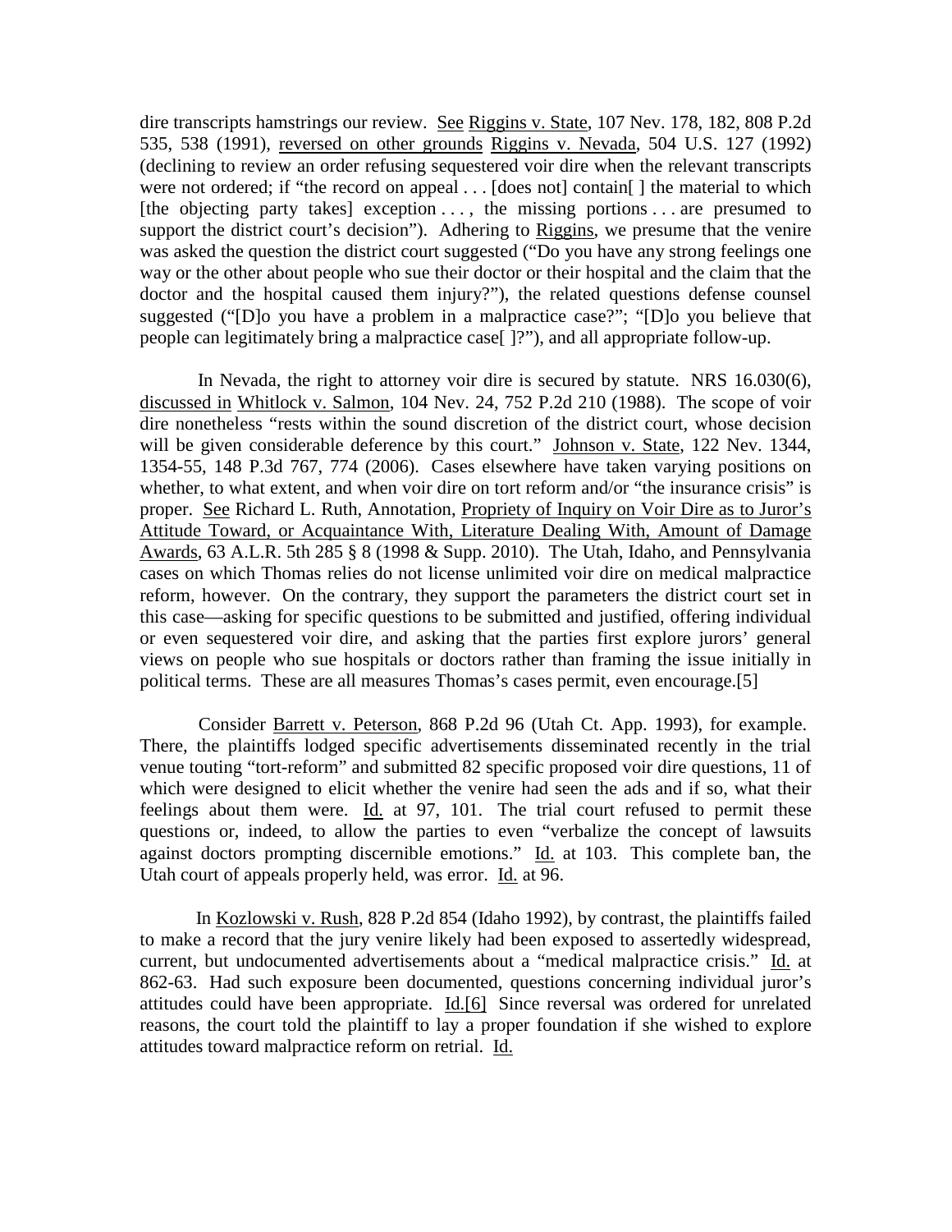dire transcripts hamstrings our review. See Riggins v. State, 107 Nev. 178, 182, 808 P.2d 535, 538 (1991), reversed on other grounds Riggins v. Nevada, 504 U.S. 127 (1992) (declining to review an order refusing sequestered voir dire when the relevant transcripts were not ordered; if "the record on appeal . . . [does not] contain[ ] the material to which [the objecting party takes] exception . . . , the missing portions . . . are presumed to support the district court's decision"). Adhering to Riggins, we presume that the venire was asked the question the district court suggested ("Do you have any strong feelings one way or the other about people who sue their doctor or their hospital and the claim that the doctor and the hospital caused them injury?"), the related questions defense counsel suggested ("[D]o you have a problem in a malpractice case?"; "[D]o you believe that people can legitimately bring a malpractice case[ ]?"), and all appropriate follow-up.

In Nevada, the right to attorney voir dire is secured by statute. NRS 16.030(6), discussed in Whitlock v. Salmon, 104 Nev. 24, 752 P.2d 210 (1988). The scope of voir dire nonetheless "rests within the sound discretion of the district court, whose decision will be given considerable deference by this court." Johnson v. State, 122 Nev. 1344, 1354-55, 148 P.3d 767, 774 (2006). Cases elsewhere have taken varying positions on whether, to what extent, and when voir dire on tort reform and/or "the insurance crisis" is proper. See Richard L. Ruth, Annotation, Propriety of Inquiry on Voir Dire as to Juror's Attitude Toward, or Acquaintance With, Literature Dealing With, Amount of Damage Awards, 63 A.L.R. 5th 285 § 8 (1998 & Supp. 2010). The Utah, Idaho, and Pennsylvania cases on which Thomas relies do not license unlimited voir dire on medical malpractice reform, however. On the contrary, they support the parameters the district court set in this case—asking for specific questions to be submitted and justified, offering individual or even sequestered voir dire, and asking that the parties first explore jurors' general views on people who sue hospitals or doctors rather than framing the issue initially in political terms. These are all measures Thomas's cases permit, even encourage.[5]

Consider Barrett v. Peterson, 868 P.2d 96 (Utah Ct. App. 1993), for example. There, the plaintiffs lodged specific advertisements disseminated recently in the trial venue touting "tort-reform" and submitted 82 specific proposed voir dire questions, 11 of which were designed to elicit whether the venire had seen the ads and if so, what their feelings about them were. Id. at 97, 101. The trial court refused to permit these questions or, indeed, to allow the parties to even "verbalize the concept of lawsuits against doctors prompting discernible emotions." Id. at 103. This complete ban, the Utah court of appeals properly held, was error. Id. at 96.

In Kozlowski v. Rush, 828 P.2d 854 (Idaho 1992), by contrast, the plaintiffs failed to make a record that the jury venire likely had been exposed to assertedly widespread, current, but undocumented advertisements about a "medical malpractice crisis." Id. at 862-63. Had such exposure been documented, questions concerning individual juror's attitudes could have been appropriate. Id.[6] Since reversal was ordered for unrelated reasons, the court told the plaintiff to lay a proper foundation if she wished to explore attitudes toward malpractice reform on retrial. Id.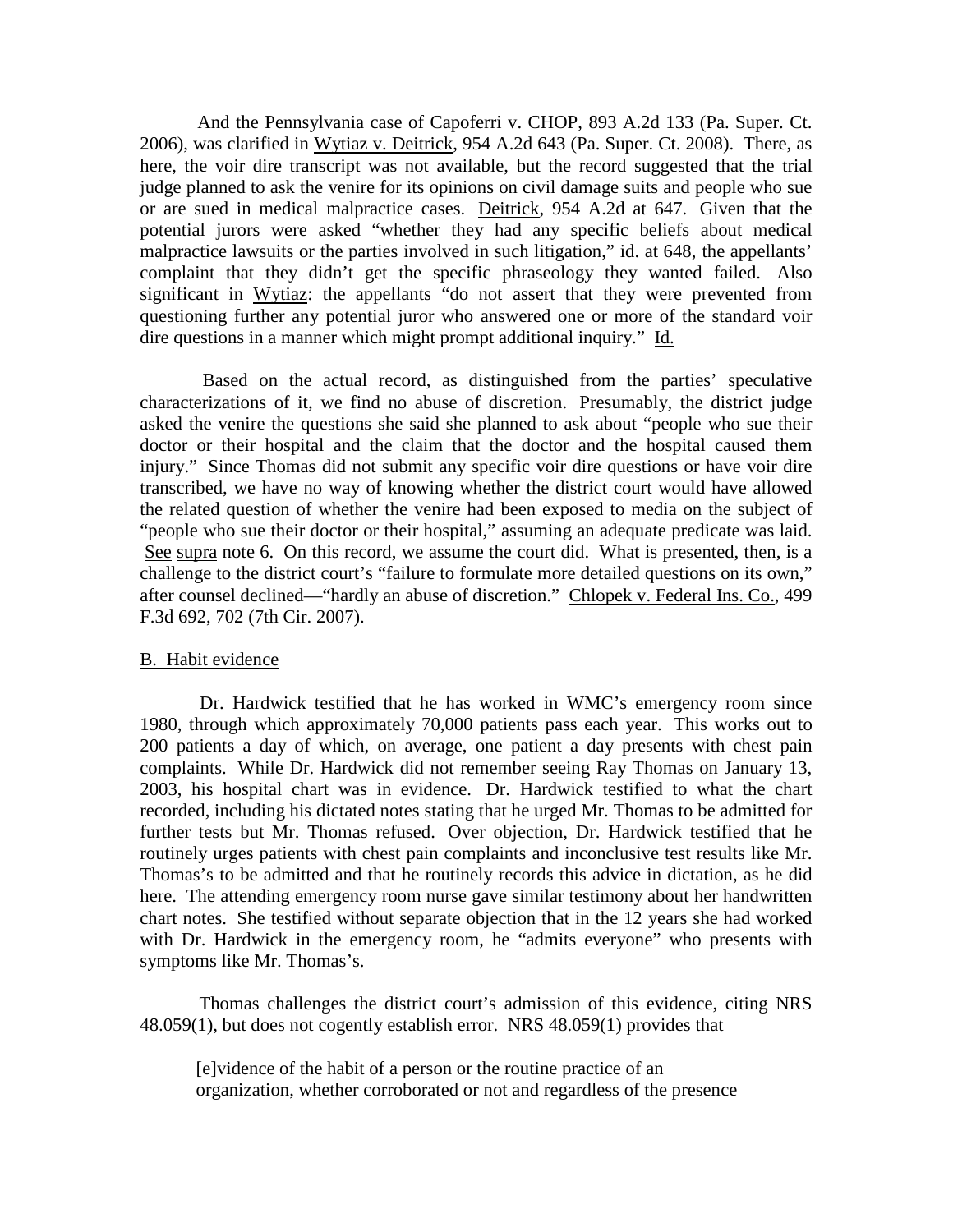And the Pennsylvania case of Capoferri v. CHOP, 893 A.2d 133 (Pa. Super. Ct. 2006), was clarified in Wytiaz v. Deitrick, 954 A.2d 643 (Pa. Super. Ct. 2008). There, as here, the voir dire transcript was not available, but the record suggested that the trial judge planned to ask the venire for its opinions on civil damage suits and people who sue or are sued in medical malpractice cases. Deitrick, 954 A.2d at 647. Given that the potential jurors were asked "whether they had any specific beliefs about medical malpractice lawsuits or the parties involved in such litigation," id. at 648, the appellants' complaint that they didn't get the specific phraseology they wanted failed. Also significant in Wytiaz: the appellants "do not assert that they were prevented from questioning further any potential juror who answered one or more of the standard voir dire questions in a manner which might prompt additional inquiry." Id.

Based on the actual record, as distinguished from the parties' speculative characterizations of it, we find no abuse of discretion. Presumably, the district judge asked the venire the questions she said she planned to ask about "people who sue their doctor or their hospital and the claim that the doctor and the hospital caused them injury." Since Thomas did not submit any specific voir dire questions or have voir dire transcribed, we have no way of knowing whether the district court would have allowed the related question of whether the venire had been exposed to media on the subject of "people who sue their doctor or their hospital," assuming an adequate predicate was laid. See supra note 6. On this record, we assume the court did. What is presented, then, is a challenge to the district court's "failure to formulate more detailed questions on its own," after counsel declined—"hardly an abuse of discretion." Chlopek v. Federal Ins. Co., 499 F.3d 692, 702 (7th Cir. 2007).

B. Habit evidence

Dr. Hardwick testified that he has worked in WMC's emergency room since 1980, through which approximately 70,000 patients pass each year. This works out to 200 patients a day of which, on average, one patient a day presents with chest pain complaints. While Dr. Hardwick did not remember seeing Ray Thomas on January 13, 2003, his hospital chart was in evidence. Dr. Hardwick testified to what the chart recorded, including his dictated notes stating that he urged Mr. Thomas to be admitted for further tests but Mr. Thomas refused. Over objection, Dr. Hardwick testified that he routinely urges patients with chest pain complaints and inconclusive test results like Mr. Thomas's to be admitted and that he routinely records this advice in dictation, as he did here. The attending emergency room nurse gave similar testimony about her handwritten chart notes. She testified without separate objection that in the 12 years she had worked with Dr. Hardwick in the emergency room, he "admits everyone" who presents with symptoms like Mr. Thomas's.

Thomas challenges the district court's admission of this evidence, citing NRS 48.059(1), but does not cogently establish error. NRS 48.059(1) provides that

> [e]vidence of the habit of a person or the routine practice of an organization, whether corroborated or not and regardless of the presence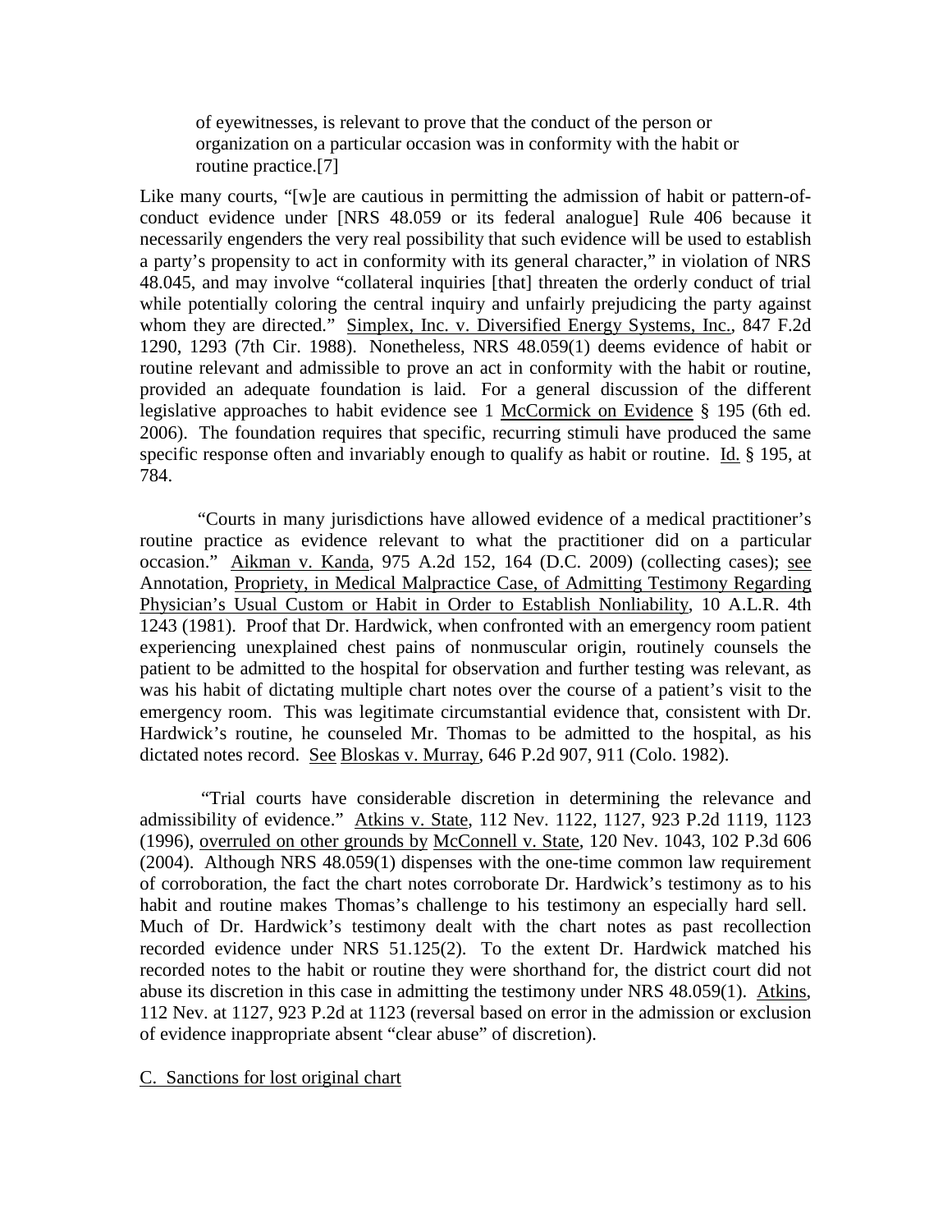> of eyewitnesses, is relevant to prove that the conduct of the person or organization on a particular occasion was in conformity with the habit or routine practice.[7]

Like many courts, "[w]e are cautious in permitting the admission of habit or pattern-of-conduct evidence under [NRS 48.059 or its federal analogue] Rule 406 because it necessarily engenders the very real possibility that such evidence will be used to establish a party's propensity to act in conformity with its general character," in violation of NRS 48.045, and may involve "collateral inquiries [that] threaten the orderly conduct of trial while potentially coloring the central inquiry and unfairly prejudicing the party against whom they are directed." Simplex, Inc. v. Diversified Energy Systems, Inc., 847 F.2d 1290, 1293 (7th Cir. 1988). Nonetheless, NRS 48.059(1) deems evidence of habit or routine relevant and admissible to prove an act in conformity with the habit or routine, provided an adequate foundation is laid. For a general discussion of the different legislative approaches to habit evidence see 1 McCormick on Evidence § 195 (6th ed. 2006). The foundation requires that specific, recurring stimuli have produced the same specific response often and invariably enough to qualify as habit or routine. Id. § 195, at 784.

"Courts in many jurisdictions have allowed evidence of a medical practitioner's routine practice as evidence relevant to what the practitioner did on a particular occasion." Aikman v. Kanda, 975 A.2d 152, 164 (D.C. 2009) (collecting cases); see Annotation, Propriety, in Medical Malpractice Case, of Admitting Testimony Regarding Physician's Usual Custom or Habit in Order to Establish Nonliability, 10 A.L.R. 4th 1243 (1981). Proof that Dr. Hardwick, when confronted with an emergency room patient experiencing unexplained chest pains of nonmuscular origin, routinely counsels the patient to be admitted to the hospital for observation and further testing was relevant, as was his habit of dictating multiple chart notes over the course of a patient's visit to the emergency room. This was legitimate circumstantial evidence that, consistent with Dr. Hardwick's routine, he counseled Mr. Thomas to be admitted to the hospital, as his dictated notes record. See Bloskas v. Murray, 646 P.2d 907, 911 (Colo. 1982).

"Trial courts have considerable discretion in determining the relevance and admissibility of evidence." Atkins v. State, 112 Nev. 1122, 1127, 923 P.2d 1119, 1123 (1996), overruled on other grounds by McConnell v. State, 120 Nev. 1043, 102 P.3d 606 (2004). Although NRS 48.059(1) dispenses with the one-time common law requirement of corroboration, the fact the chart notes corroborate Dr. Hardwick's testimony as to his habit and routine makes Thomas's challenge to his testimony an especially hard sell. Much of Dr. Hardwick's testimony dealt with the chart notes as past recollection recorded evidence under NRS 51.125(2). To the extent Dr. Hardwick matched his recorded notes to the habit or routine they were shorthand for, the district court did not abuse its discretion in this case in admitting the testimony under NRS 48.059(1). Atkins, 112 Nev. at 1127, 923 P.2d at 1123 (reversal based on error in the admission or exclusion of evidence inappropriate absent "clear abuse" of discretion).

C. Sanctions for lost original chart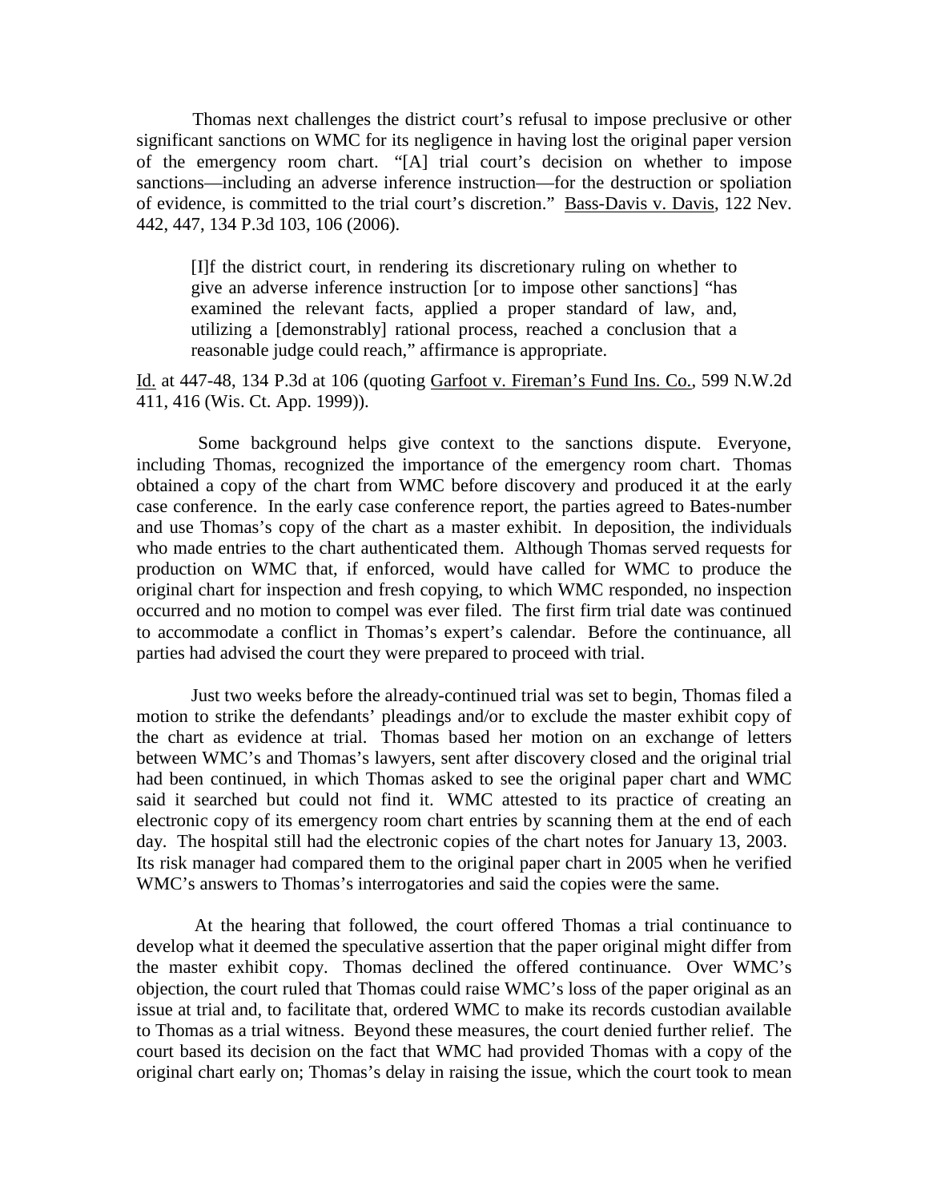Thomas next challenges the district court's refusal to impose preclusive or other significant sanctions on WMC for its negligence in having lost the original paper version of the emergency room chart. "[A] trial court's decision on whether to impose sanctions—including an adverse inference instruction—for the destruction or spoliation of evidence, is committed to the trial court's discretion." Bass-Davis v. Davis, 122 Nev. 442, 447, 134 P.3d 103, 106 (2006).

> [I]f the district court, in rendering its discretionary ruling on whether to give an adverse inference instruction [or to impose other sanctions] "has examined the relevant facts, applied a proper standard of law, and, utilizing a [demonstrably] rational process, reached a conclusion that a reasonable judge could reach," affirmance is appropriate.

Id. at 447-48, 134 P.3d at 106 (quoting Garfoot v. Fireman's Fund Ins. Co., 599 N.W.2d 411, 416 (Wis. Ct. App. 1999)).

Some background helps give context to the sanctions dispute. Everyone, including Thomas, recognized the importance of the emergency room chart. Thomas obtained a copy of the chart from WMC before discovery and produced it at the early case conference. In the early case conference report, the parties agreed to Bates-number and use Thomas's copy of the chart as a master exhibit. In deposition, the individuals who made entries to the chart authenticated them. Although Thomas served requests for production on WMC that, if enforced, would have called for WMC to produce the original chart for inspection and fresh copying, to which WMC responded, no inspection occurred and no motion to compel was ever filed. The first firm trial date was continued to accommodate a conflict in Thomas's expert's calendar. Before the continuance, all parties had advised the court they were prepared to proceed with trial.

Just two weeks before the already-continued trial was set to begin, Thomas filed a motion to strike the defendants' pleadings and/or to exclude the master exhibit copy of the chart as evidence at trial. Thomas based her motion on an exchange of letters between WMC's and Thomas's lawyers, sent after discovery closed and the original trial had been continued, in which Thomas asked to see the original paper chart and WMC said it searched but could not find it. WMC attested to its practice of creating an electronic copy of its emergency room chart entries by scanning them at the end of each day. The hospital still had the electronic copies of the chart notes for January 13, 2003. Its risk manager had compared them to the original paper chart in 2005 when he verified WMC's answers to Thomas's interrogatories and said the copies were the same.

At the hearing that followed, the court offered Thomas a trial continuance to develop what it deemed the speculative assertion that the paper original might differ from the master exhibit copy. Thomas declined the offered continuance. Over WMC's objection, the court ruled that Thomas could raise WMC's loss of the paper original as an issue at trial and, to facilitate that, ordered WMC to make its records custodian available to Thomas as a trial witness. Beyond these measures, the court denied further relief. The court based its decision on the fact that WMC had provided Thomas with a copy of the original chart early on; Thomas's delay in raising the issue, which the court took to mean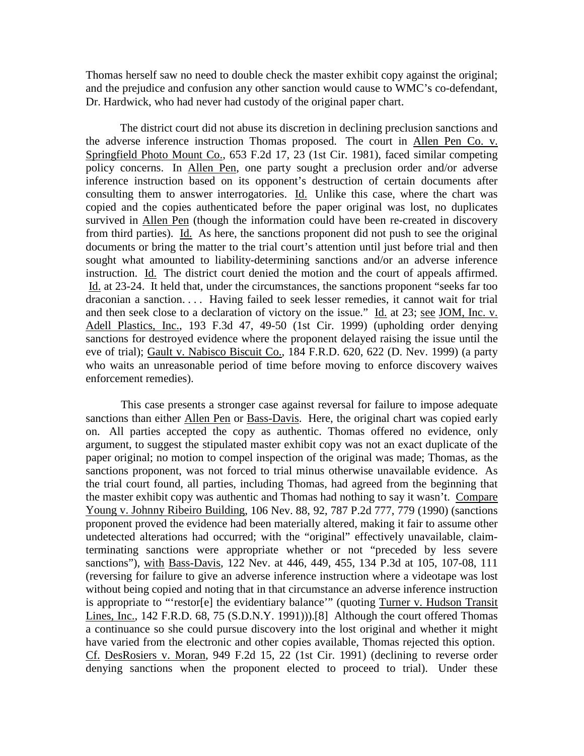Thomas herself saw no need to double check the master exhibit copy against the original; and the prejudice and confusion any other sanction would cause to WMC's co-defendant, Dr. Hardwick, who had never had custody of the original paper chart.

The district court did not abuse its discretion in declining preclusion sanctions and the adverse inference instruction Thomas proposed. The court in Allen Pen Co. v. Springfield Photo Mount Co., 653 F.2d 17, 23 (1st Cir. 1981), faced similar competing policy concerns. In Allen Pen, one party sought a preclusion order and/or adverse inference instruction based on its opponent's destruction of certain documents after consulting them to answer interrogatories. Id. Unlike this case, where the chart was copied and the copies authenticated before the paper original was lost, no duplicates survived in Allen Pen (though the information could have been re-created in discovery from third parties). Id. As here, the sanctions proponent did not push to see the original documents or bring the matter to the trial court's attention until just before trial and then sought what amounted to liability-determining sanctions and/or an adverse inference instruction. Id. The district court denied the motion and the court of appeals affirmed. Id. at 23-24. It held that, under the circumstances, the sanctions proponent "seeks far too draconian a sanction. . . . Having failed to seek lesser remedies, it cannot wait for trial and then seek close to a declaration of victory on the issue." Id. at 23; see JOM, Inc. v. Adell Plastics, Inc., 193 F.3d 47, 49-50 (1st Cir. 1999) (upholding order denying sanctions for destroyed evidence where the proponent delayed raising the issue until the eve of trial); Gault v. Nabisco Biscuit Co., 184 F.R.D. 620, 622 (D. Nev. 1999) (a party who waits an unreasonable period of time before moving to enforce discovery waives enforcement remedies).

This case presents a stronger case against reversal for failure to impose adequate sanctions than either Allen Pen or Bass-Davis. Here, the original chart was copied early on. All parties accepted the copy as authentic. Thomas offered no evidence, only argument, to suggest the stipulated master exhibit copy was not an exact duplicate of the paper original; no motion to compel inspection of the original was made; Thomas, as the sanctions proponent, was not forced to trial minus otherwise unavailable evidence. As the trial court found, all parties, including Thomas, had agreed from the beginning that the master exhibit copy was authentic and Thomas had nothing to say it wasn't. Compare Young v. Johnny Ribeiro Building, 106 Nev. 88, 92, 787 P.2d 777, 779 (1990) (sanctions proponent proved the evidence had been materially altered, making it fair to assume other undetected alterations had occurred; with the "original" effectively unavailable, claim-terminating sanctions were appropriate whether or not "preceded by less severe sanctions"), with Bass-Davis, 122 Nev. at 446, 449, 455, 134 P.3d at 105, 107-08, 111 (reversing for failure to give an adverse inference instruction where a videotape was lost without being copied and noting that in that circumstance an adverse inference instruction is appropriate to "'restor[e] the evidentiary balance'" (quoting Turner v. Hudson Transit Lines, Inc., 142 F.R.D. 68, 75 (S.D.N.Y. 1991))).[8] Although the court offered Thomas a continuance so she could pursue discovery into the lost original and whether it might have varied from the electronic and other copies available, Thomas rejected this option. Cf. DesRosiers v. Moran, 949 F.2d 15, 22 (1st Cir. 1991) (declining to reverse order denying sanctions when the proponent elected to proceed to trial). Under these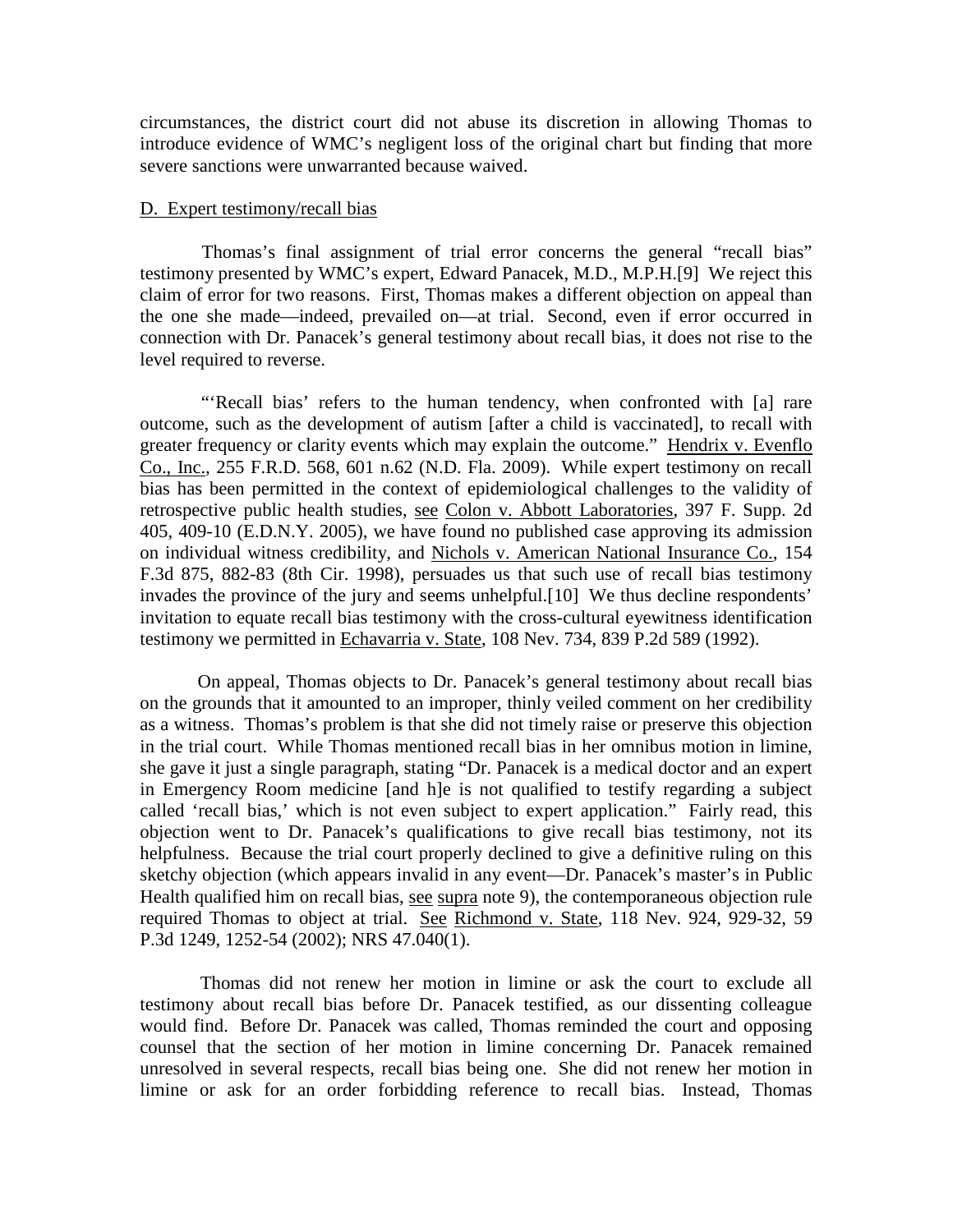circumstances, the district court did not abuse its discretion in allowing Thomas to introduce evidence of WMC's negligent loss of the original chart but finding that more severe sanctions were unwarranted because waived.

D. Expert testimony/recall bias

Thomas's final assignment of trial error concerns the general "recall bias" testimony presented by WMC's expert, Edward Panacek, M.D., M.P.H.[9] We reject this claim of error for two reasons. First, Thomas makes a different objection on appeal than the one she made—indeed, prevailed on—at trial. Second, even if error occurred in connection with Dr. Panacek's general testimony about recall bias, it does not rise to the level required to reverse.

"'Recall bias' refers to the human tendency, when confronted with [a] rare outcome, such as the development of autism [after a child is vaccinated], to recall with greater frequency or clarity events which may explain the outcome." Hendrix v. Evenflo Co., Inc., 255 F.R.D. 568, 601 n.62 (N.D. Fla. 2009). While expert testimony on recall bias has been permitted in the context of epidemiological challenges to the validity of retrospective public health studies, see Colon v. Abbott Laboratories, 397 F. Supp. 2d 405, 409-10 (E.D.N.Y. 2005), we have found no published case approving its admission on individual witness credibility, and Nichols v. American National Insurance Co., 154 F.3d 875, 882-83 (8th Cir. 1998), persuades us that such use of recall bias testimony invades the province of the jury and seems unhelpful.[10] We thus decline respondents' invitation to equate recall bias testimony with the cross-cultural eyewitness identification testimony we permitted in Echavarria v. State, 108 Nev. 734, 839 P.2d 589 (1992).

On appeal, Thomas objects to Dr. Panacek's general testimony about recall bias on the grounds that it amounted to an improper, thinly veiled comment on her credibility as a witness. Thomas's problem is that she did not timely raise or preserve this objection in the trial court. While Thomas mentioned recall bias in her omnibus motion in limine, she gave it just a single paragraph, stating "Dr. Panacek is a medical doctor and an expert in Emergency Room medicine [and h]e is not qualified to testify regarding a subject called 'recall bias,' which is not even subject to expert application." Fairly read, this objection went to Dr. Panacek's qualifications to give recall bias testimony, not its helpfulness. Because the trial court properly declined to give a definitive ruling on this sketchy objection (which appears invalid in any event—Dr. Panacek's master's in Public Health qualified him on recall bias, see supra note 9), the contemporaneous objection rule required Thomas to object at trial. See Richmond v. State, 118 Nev. 924, 929-32, 59 P.3d 1249, 1252-54 (2002); NRS 47.040(1).

Thomas did not renew her motion in limine or ask the court to exclude all testimony about recall bias before Dr. Panacek testified, as our dissenting colleague would find. Before Dr. Panacek was called, Thomas reminded the court and opposing counsel that the section of her motion in limine concerning Dr. Panacek remained unresolved in several respects, recall bias being one. She did not renew her motion in limine or ask for an order forbidding reference to recall bias. Instead, Thomas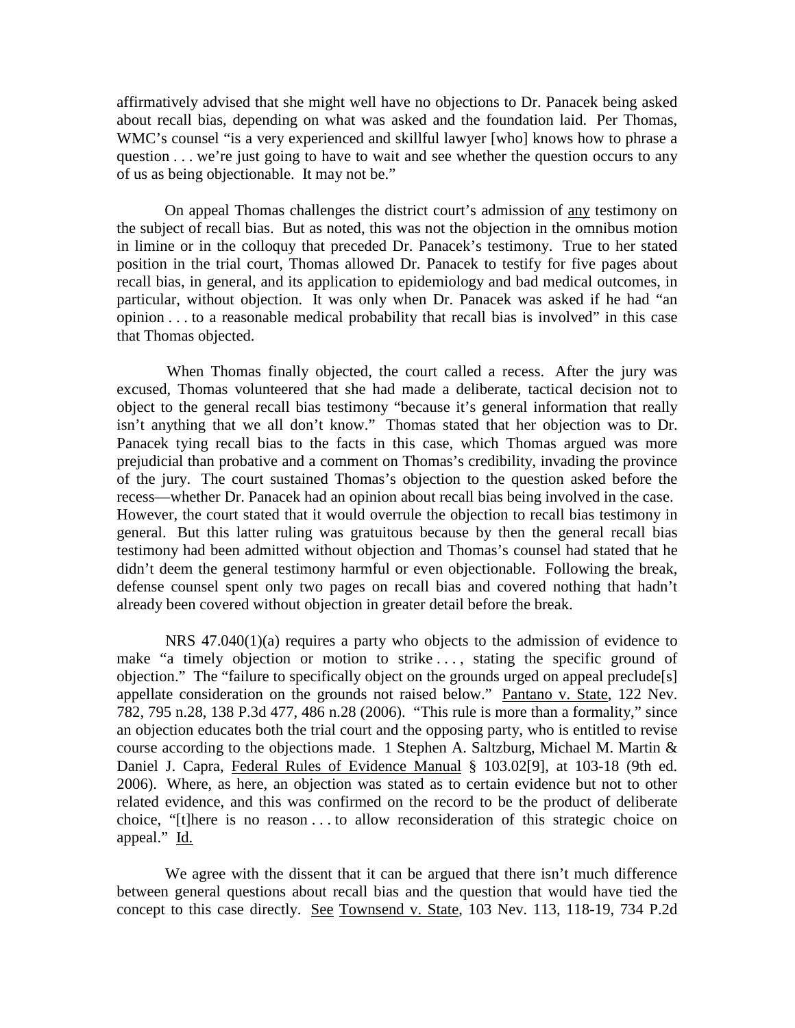affirmatively advised that she might well have no objections to Dr. Panacek being asked about recall bias, depending on what was asked and the foundation laid. Per Thomas, WMC's counsel "is a very experienced and skillful lawyer [who] knows how to phrase a question . . . we're just going to have to wait and see whether the question occurs to any of us as being objectionable. It may not be."

On appeal Thomas challenges the district court's admission of <u>any</u> testimony on the subject of recall bias. But as noted, this was not the objection in the omnibus motion in limine or in the colloquy that preceded Dr. Panacek's testimony. True to her stated position in the trial court, Thomas allowed Dr. Panacek to testify for five pages about recall bias, in general, and its application to epidemiology and bad medical outcomes, in particular, without objection. It was only when Dr. Panacek was asked if he had "an opinion . . . to a reasonable medical probability that recall bias is involved" in this case that Thomas objected.

When Thomas finally objected, the court called a recess. After the jury was excused, Thomas volunteered that she had made a deliberate, tactical decision not to object to the general recall bias testimony "because it's general information that really isn't anything that we all don't know." Thomas stated that her objection was to Dr. Panacek tying recall bias to the facts in this case, which Thomas argued was more prejudicial than probative and a comment on Thomas's credibility, invading the province of the jury. The court sustained Thomas's objection to the question asked before the recess—whether Dr. Panacek had an opinion about recall bias being involved in the case. However, the court stated that it would overrule the objection to recall bias testimony in general. But this latter ruling was gratuitous because by then the general recall bias testimony had been admitted without objection and Thomas's counsel had stated that he didn't deem the general testimony harmful or even objectionable. Following the break, defense counsel spent only two pages on recall bias and covered nothing that hadn't already been covered without objection in greater detail before the break.

NRS 47.040(1)(a) requires a party who objects to the admission of evidence to make "a timely objection or motion to strike . . . , stating the specific ground of objection." The "failure to specifically object on the grounds urged on appeal preclude[s] appellate consideration on the grounds not raised below." <u>Pantano v. State</u>, 122 Nev. 782, 795 n.28, 138 P.3d 477, 486 n.28 (2006). "This rule is more than a formality," since an objection educates both the trial court and the opposing party, who is entitled to revise course according to the objections made. 1 Stephen A. Saltzburg, Michael M. Martin & Daniel J. Capra, <u>Federal Rules of Evidence Manual</u> § 103.02[9], at 103-18 (9th ed. 2006). Where, as here, an objection was stated as to certain evidence but not to other related evidence, and this was confirmed on the record to be the product of deliberate choice, "[t]here is no reason . . . to allow reconsideration of this strategic choice on appeal." <u>Id.</u>

We agree with the dissent that it can be argued that there isn't much difference between general questions about recall bias and the question that would have tied the concept to this case directly. <u>See</u> <u>Townsend v. State</u>, 103 Nev. 113, 118-19, 734 P.2d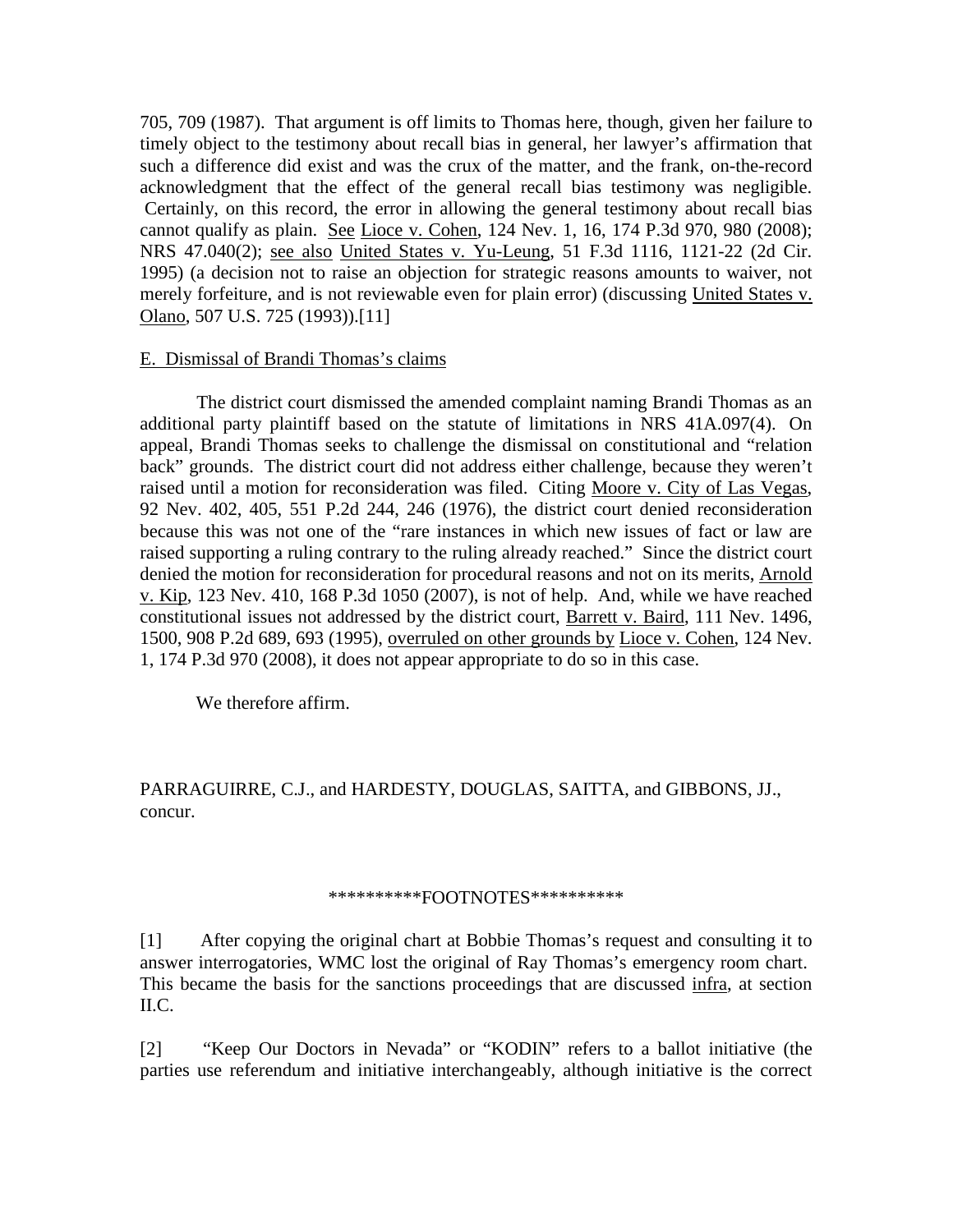705, 709 (1987). That argument is off limits to Thomas here, though, given her failure to timely object to the testimony about recall bias in general, her lawyer's affirmation that such a difference did exist and was the crux of the matter, and the frank, on-the-record acknowledgment that the effect of the general recall bias testimony was negligible. Certainly, on this record, the error in allowing the general testimony about recall bias cannot qualify as plain. See Lioce v. Cohen, 124 Nev. 1, 16, 174 P.3d 970, 980 (2008); NRS 47.040(2); see also United States v. Yu-Leung, 51 F.3d 1116, 1121-22 (2d Cir. 1995) (a decision not to raise an objection for strategic reasons amounts to waiver, not merely forfeiture, and is not reviewable even for plain error) (discussing United States v. Olano, 507 U.S. 725 (1993)).[11]

E. Dismissal of Brandi Thomas's claims

The district court dismissed the amended complaint naming Brandi Thomas as an additional party plaintiff based on the statute of limitations in NRS 41A.097(4). On appeal, Brandi Thomas seeks to challenge the dismissal on constitutional and "relation back" grounds. The district court did not address either challenge, because they weren't raised until a motion for reconsideration was filed. Citing Moore v. City of Las Vegas, 92 Nev. 402, 405, 551 P.2d 244, 246 (1976), the district court denied reconsideration because this was not one of the "rare instances in which new issues of fact or law are raised supporting a ruling contrary to the ruling already reached." Since the district court denied the motion for reconsideration for procedural reasons and not on its merits, Arnold v. Kip, 123 Nev. 410, 168 P.3d 1050 (2007), is not of help. And, while we have reached constitutional issues not addressed by the district court, Barrett v. Baird, 111 Nev. 1496, 1500, 908 P.2d 689, 693 (1995), overruled on other grounds by Lioce v. Cohen, 124 Nev. 1, 174 P.3d 970 (2008), it does not appear appropriate to do so in this case.

We therefore affirm.

PARRAGUIRRE, C.J., and HARDESTY, DOUGLAS, SAITTA, and GIBBONS, JJ., concur.

**********FOOTNOTES**********

[1] After copying the original chart at Bobbie Thomas's request and consulting it to answer interrogatories, WMC lost the original of Ray Thomas's emergency room chart. This became the basis for the sanctions proceedings that are discussed infra, at section II.C.

[2] "Keep Our Doctors in Nevada" or "KODIN" refers to a ballot initiative (the parties use referendum and initiative interchangeably, although initiative is the correct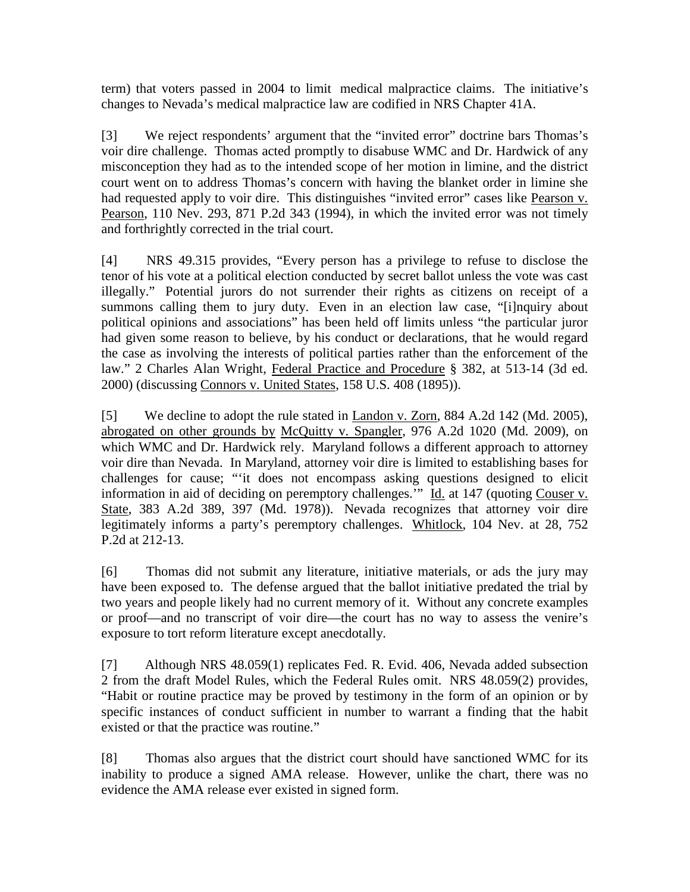term) that voters passed in 2004 to limit medical malpractice claims. The initiative's changes to Nevada's medical malpractice law are codified in NRS Chapter 41A.

[3] We reject respondents' argument that the "invited error" doctrine bars Thomas's voir dire challenge. Thomas acted promptly to disabuse WMC and Dr. Hardwick of any misconception they had as to the intended scope of her motion in limine, and the district court went on to address Thomas's concern with having the blanket order in limine she had requested apply to voir dire. This distinguishes "invited error" cases like Pearson v. Pearson, 110 Nev. 293, 871 P.2d 343 (1994), in which the invited error was not timely and forthrightly corrected in the trial court.

[4] NRS 49.315 provides, "Every person has a privilege to refuse to disclose the tenor of his vote at a political election conducted by secret ballot unless the vote was cast illegally." Potential jurors do not surrender their rights as citizens on receipt of a summons calling them to jury duty. Even in an election law case, "[i]nquiry about political opinions and associations" has been held off limits unless "the particular juror had given some reason to believe, by his conduct or declarations, that he would regard the case as involving the interests of political parties rather than the enforcement of the law." 2 Charles Alan Wright, Federal Practice and Procedure § 382, at 513-14 (3d ed. 2000) (discussing Connors v. United States, 158 U.S. 408 (1895)).

[5] We decline to adopt the rule stated in Landon v. Zorn, 884 A.2d 142 (Md. 2005), abrogated on other grounds by McQuitty v. Spangler, 976 A.2d 1020 (Md. 2009), on which WMC and Dr. Hardwick rely. Maryland follows a different approach to attorney voir dire than Nevada. In Maryland, attorney voir dire is limited to establishing bases for challenges for cause; "'it does not encompass asking questions designed to elicit information in aid of deciding on peremptory challenges.'" Id. at 147 (quoting Couser v. State, 383 A.2d 389, 397 (Md. 1978)). Nevada recognizes that attorney voir dire legitimately informs a party's peremptory challenges. Whitlock, 104 Nev. at 28, 752 P.2d at 212-13.

[6] Thomas did not submit any literature, initiative materials, or ads the jury may have been exposed to. The defense argued that the ballot initiative predated the trial by two years and people likely had no current memory of it. Without any concrete examples or proof—and no transcript of voir dire—the court has no way to assess the venire's exposure to tort reform literature except anecdotally.

[7] Although NRS 48.059(1) replicates Fed. R. Evid. 406, Nevada added subsection 2 from the draft Model Rules, which the Federal Rules omit. NRS 48.059(2) provides, "Habit or routine practice may be proved by testimony in the form of an opinion or by specific instances of conduct sufficient in number to warrant a finding that the habit existed or that the practice was routine."

[8] Thomas also argues that the district court should have sanctioned WMC for its inability to produce a signed AMA release. However, unlike the chart, there was no evidence the AMA release ever existed in signed form.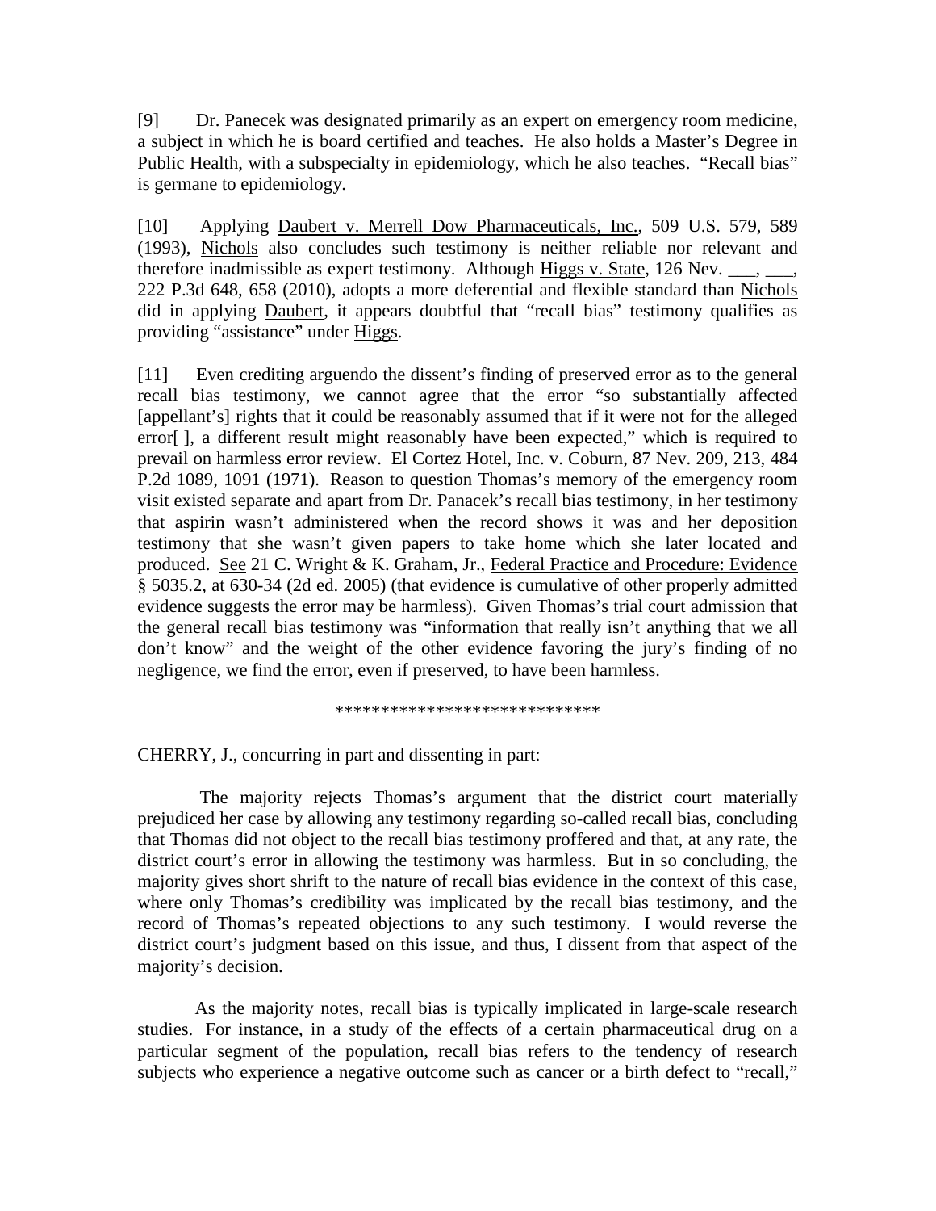[9] Dr. Panecek was designated primarily as an expert on emergency room medicine, a subject in which he is board certified and teaches. He also holds a Master's Degree in Public Health, with a subspecialty in epidemiology, which he also teaches. "Recall bias" is germane to epidemiology.

[10] Applying Daubert v. Merrell Dow Pharmaceuticals, Inc., 509 U.S. 579, 589 (1993), Nichols also concludes such testimony is neither reliable nor relevant and therefore inadmissible as expert testimony. Although Higgs v. State, 126 Nev. ___, ___, 222 P.3d 648, 658 (2010), adopts a more deferential and flexible standard than Nichols did in applying Daubert, it appears doubtful that "recall bias" testimony qualifies as providing "assistance" under Higgs.

[11] Even crediting arguendo the dissent's finding of preserved error as to the general recall bias testimony, we cannot agree that the error "so substantially affected [appellant's] rights that it could be reasonably assumed that if it were not for the alleged error[ ], a different result might reasonably have been expected," which is required to prevail on harmless error review. El Cortez Hotel, Inc. v. Coburn, 87 Nev. 209, 213, 484 P.2d 1089, 1091 (1971). Reason to question Thomas's memory of the emergency room visit existed separate and apart from Dr. Panacek's recall bias testimony, in her testimony that aspirin wasn't administered when the record shows it was and her deposition testimony that she wasn't given papers to take home which she later located and produced. See 21 C. Wright & K. Graham, Jr., Federal Practice and Procedure: Evidence § 5035.2, at 630-34 (2d ed. 2005) (that evidence is cumulative of other properly admitted evidence suggests the error may be harmless). Given Thomas's trial court admission that the general recall bias testimony was "information that really isn't anything that we all don't know" and the weight of the other evidence favoring the jury's finding of no negligence, we find the error, even if preserved, to have been harmless.

******************************

CHERRY, J., concurring in part and dissenting in part:

The majority rejects Thomas's argument that the district court materially prejudiced her case by allowing any testimony regarding so-called recall bias, concluding that Thomas did not object to the recall bias testimony proffered and that, at any rate, the district court's error in allowing the testimony was harmless. But in so concluding, the majority gives short shrift to the nature of recall bias evidence in the context of this case, where only Thomas's credibility was implicated by the recall bias testimony, and the record of Thomas's repeated objections to any such testimony. I would reverse the district court's judgment based on this issue, and thus, I dissent from that aspect of the majority's decision.

As the majority notes, recall bias is typically implicated in large-scale research studies. For instance, in a study of the effects of a certain pharmaceutical drug on a particular segment of the population, recall bias refers to the tendency of research subjects who experience a negative outcome such as cancer or a birth defect to "recall,"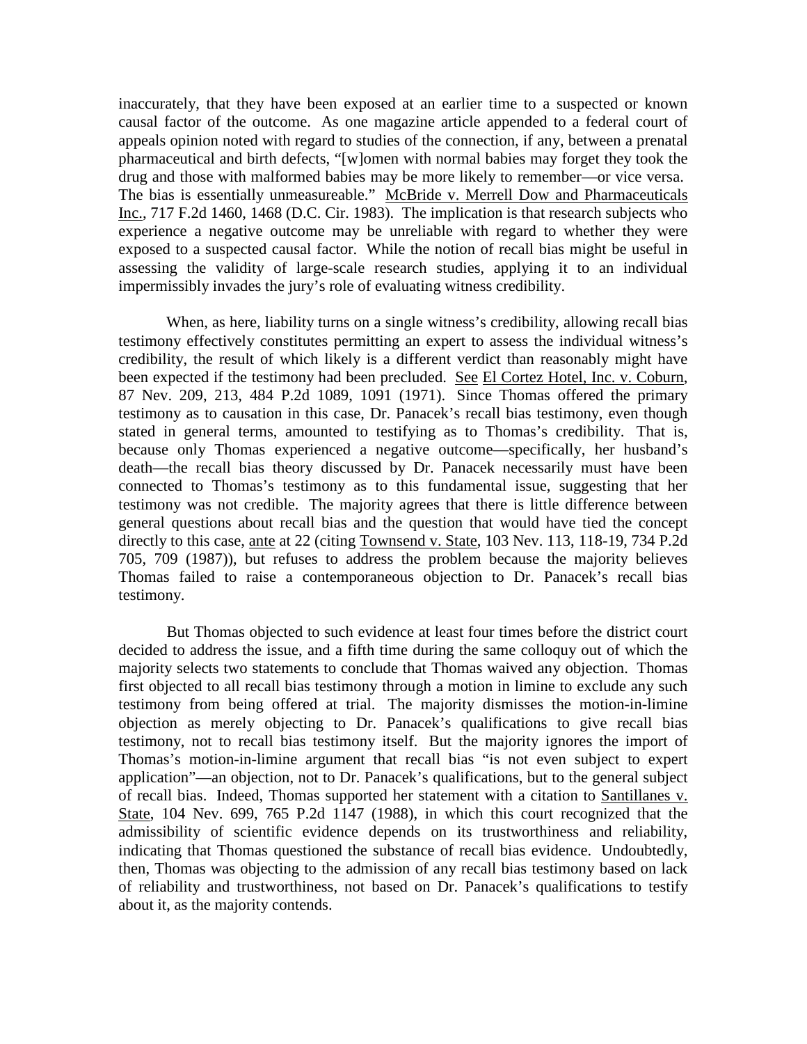inaccurately, that they have been exposed at an earlier time to a suspected or known causal factor of the outcome. As one magazine article appended to a federal court of appeals opinion noted with regard to studies of the connection, if any, between a prenatal pharmaceutical and birth defects, "[w]omen with normal babies may forget they took the drug and those with malformed babies may be more likely to remember—or vice versa. The bias is essentially unmeasureable." McBride v. Merrell Dow and Pharmaceuticals Inc., 717 F.2d 1460, 1468 (D.C. Cir. 1983). The implication is that research subjects who experience a negative outcome may be unreliable with regard to whether they were exposed to a suspected causal factor. While the notion of recall bias might be useful in assessing the validity of large-scale research studies, applying it to an individual impermissibly invades the jury's role of evaluating witness credibility.

When, as here, liability turns on a single witness's credibility, allowing recall bias testimony effectively constitutes permitting an expert to assess the individual witness's credibility, the result of which likely is a different verdict than reasonably might have been expected if the testimony had been precluded. See El Cortez Hotel, Inc. v. Coburn, 87 Nev. 209, 213, 484 P.2d 1089, 1091 (1971). Since Thomas offered the primary testimony as to causation in this case, Dr. Panacek's recall bias testimony, even though stated in general terms, amounted to testifying as to Thomas's credibility. That is, because only Thomas experienced a negative outcome—specifically, her husband's death—the recall bias theory discussed by Dr. Panacek necessarily must have been connected to Thomas's testimony as to this fundamental issue, suggesting that her testimony was not credible. The majority agrees that there is little difference between general questions about recall bias and the question that would have tied the concept directly to this case, ante at 22 (citing Townsend v. State, 103 Nev. 113, 118-19, 734 P.2d 705, 709 (1987)), but refuses to address the problem because the majority believes Thomas failed to raise a contemporaneous objection to Dr. Panacek's recall bias testimony.

But Thomas objected to such evidence at least four times before the district court decided to address the issue, and a fifth time during the same colloquy out of which the majority selects two statements to conclude that Thomas waived any objection. Thomas first objected to all recall bias testimony through a motion in limine to exclude any such testimony from being offered at trial. The majority dismisses the motion-in-limine objection as merely objecting to Dr. Panacek's qualifications to give recall bias testimony, not to recall bias testimony itself. But the majority ignores the import of Thomas's motion-in-limine argument that recall bias "is not even subject to expert application"—an objection, not to Dr. Panacek's qualifications, but to the general subject of recall bias. Indeed, Thomas supported her statement with a citation to Santillanes v. State, 104 Nev. 699, 765 P.2d 1147 (1988), in which this court recognized that the admissibility of scientific evidence depends on its trustworthiness and reliability, indicating that Thomas questioned the substance of recall bias evidence. Undoubtedly, then, Thomas was objecting to the admission of any recall bias testimony based on lack of reliability and trustworthiness, not based on Dr. Panacek's qualifications to testify about it, as the majority contends.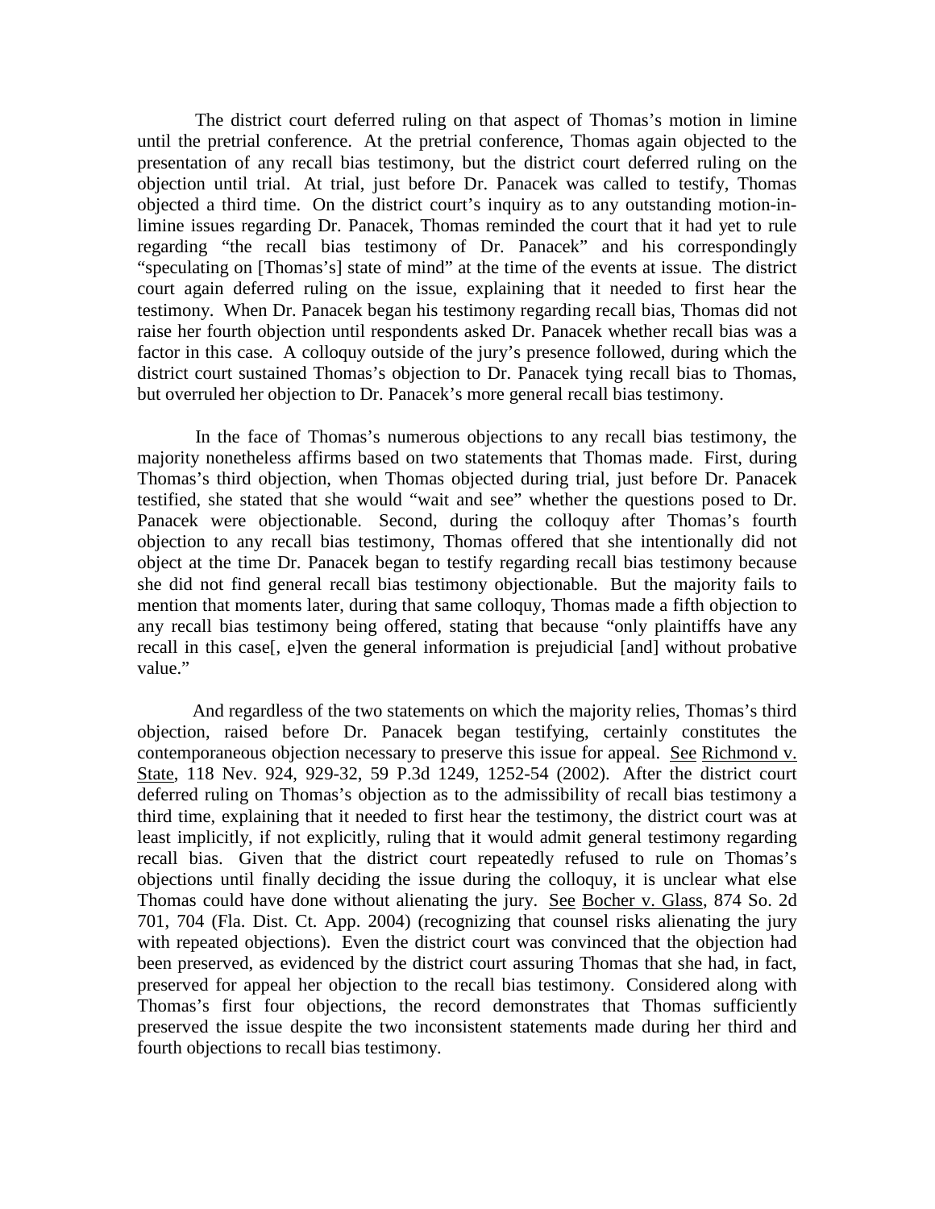The district court deferred ruling on that aspect of Thomas's motion in limine until the pretrial conference. At the pretrial conference, Thomas again objected to the presentation of any recall bias testimony, but the district court deferred ruling on the objection until trial. At trial, just before Dr. Panacek was called to testify, Thomas objected a third time. On the district court's inquiry as to any outstanding motion-in-limine issues regarding Dr. Panacek, Thomas reminded the court that it had yet to rule regarding "the recall bias testimony of Dr. Panacek" and his correspondingly "speculating on [Thomas's] state of mind" at the time of the events at issue. The district court again deferred ruling on the issue, explaining that it needed to first hear the testimony. When Dr. Panacek began his testimony regarding recall bias, Thomas did not raise her fourth objection until respondents asked Dr. Panacek whether recall bias was a factor in this case. A colloquy outside of the jury's presence followed, during which the district court sustained Thomas's objection to Dr. Panacek tying recall bias to Thomas, but overruled her objection to Dr. Panacek's more general recall bias testimony.

In the face of Thomas's numerous objections to any recall bias testimony, the majority nonetheless affirms based on two statements that Thomas made. First, during Thomas's third objection, when Thomas objected during trial, just before Dr. Panacek testified, she stated that she would "wait and see" whether the questions posed to Dr. Panacek were objectionable. Second, during the colloquy after Thomas's fourth objection to any recall bias testimony, Thomas offered that she intentionally did not object at the time Dr. Panacek began to testify regarding recall bias testimony because she did not find general recall bias testimony objectionable. But the majority fails to mention that moments later, during that same colloquy, Thomas made a fifth objection to any recall bias testimony being offered, stating that because "only plaintiffs have any recall in this case[, e]ven the general information is prejudicial [and] without probative value."

And regardless of the two statements on which the majority relies, Thomas's third objection, raised before Dr. Panacek began testifying, certainly constitutes the contemporaneous objection necessary to preserve this issue for appeal. See Richmond v. State, 118 Nev. 924, 929-32, 59 P.3d 1249, 1252-54 (2002). After the district court deferred ruling on Thomas's objection as to the admissibility of recall bias testimony a third time, explaining that it needed to first hear the testimony, the district court was at least implicitly, if not explicitly, ruling that it would admit general testimony regarding recall bias. Given that the district court repeatedly refused to rule on Thomas's objections until finally deciding the issue during the colloquy, it is unclear what else Thomas could have done without alienating the jury. See Bocher v. Glass, 874 So. 2d 701, 704 (Fla. Dist. Ct. App. 2004) (recognizing that counsel risks alienating the jury with repeated objections). Even the district court was convinced that the objection had been preserved, as evidenced by the district court assuring Thomas that she had, in fact, preserved for appeal her objection to the recall bias testimony. Considered along with Thomas's first four objections, the record demonstrates that Thomas sufficiently preserved the issue despite the two inconsistent statements made during her third and fourth objections to recall bias testimony.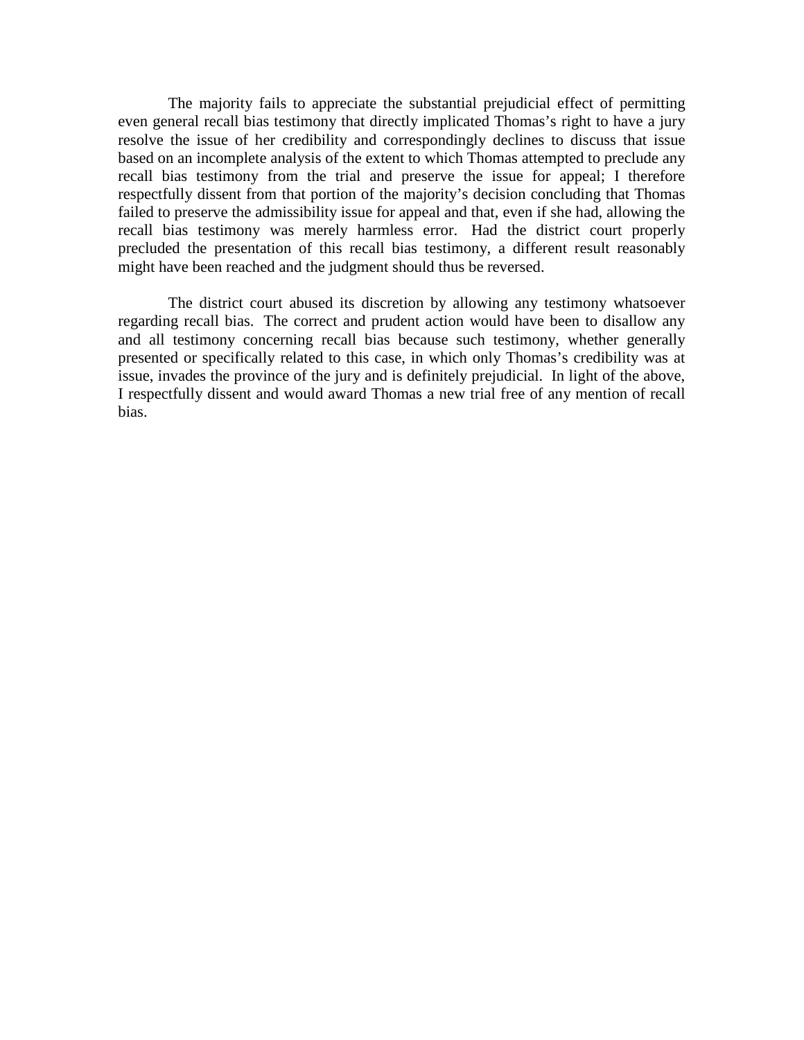The majority fails to appreciate the substantial prejudicial effect of permitting even general recall bias testimony that directly implicated Thomas's right to have a jury resolve the issue of her credibility and correspondingly declines to discuss that issue based on an incomplete analysis of the extent to which Thomas attempted to preclude any recall bias testimony from the trial and preserve the issue for appeal; I therefore respectfully dissent from that portion of the majority's decision concluding that Thomas failed to preserve the admissibility issue for appeal and that, even if she had, allowing the recall bias testimony was merely harmless error. Had the district court properly precluded the presentation of this recall bias testimony, a different result reasonably might have been reached and the judgment should thus be reversed.

The district court abused its discretion by allowing any testimony whatsoever regarding recall bias. The correct and prudent action would have been to disallow any and all testimony concerning recall bias because such testimony, whether generally presented or specifically related to this case, in which only Thomas's credibility was at issue, invades the province of the jury and is definitely prejudicial. In light of the above, I respectfully dissent and would award Thomas a new trial free of any mention of recall bias.